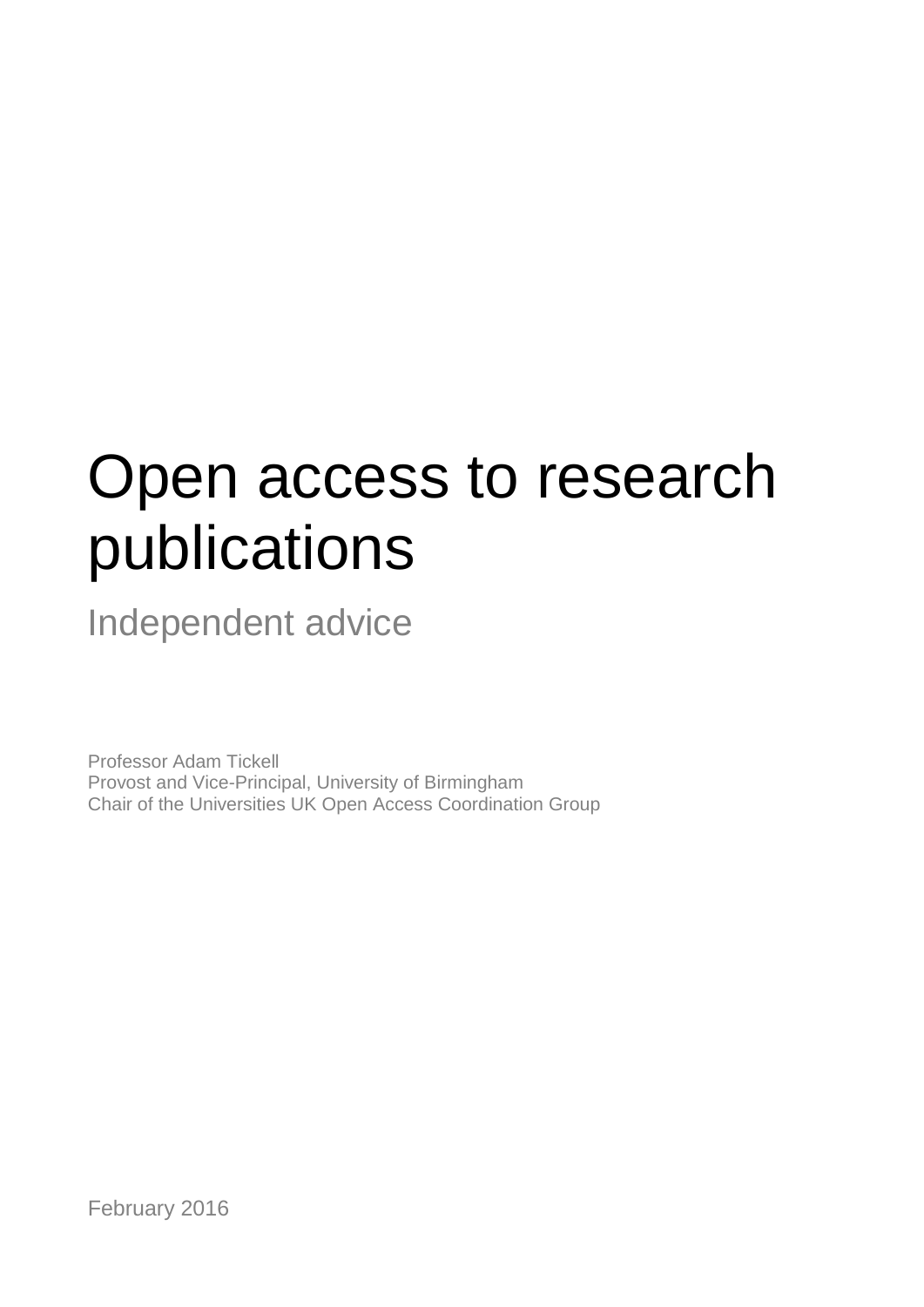# Open access to research publications

## Independent advice

Professor Adam Tickell
Provost and Vice-Principal, University of Birmingham
Chair of the Universities UK Open Access Coordination Group

February 2016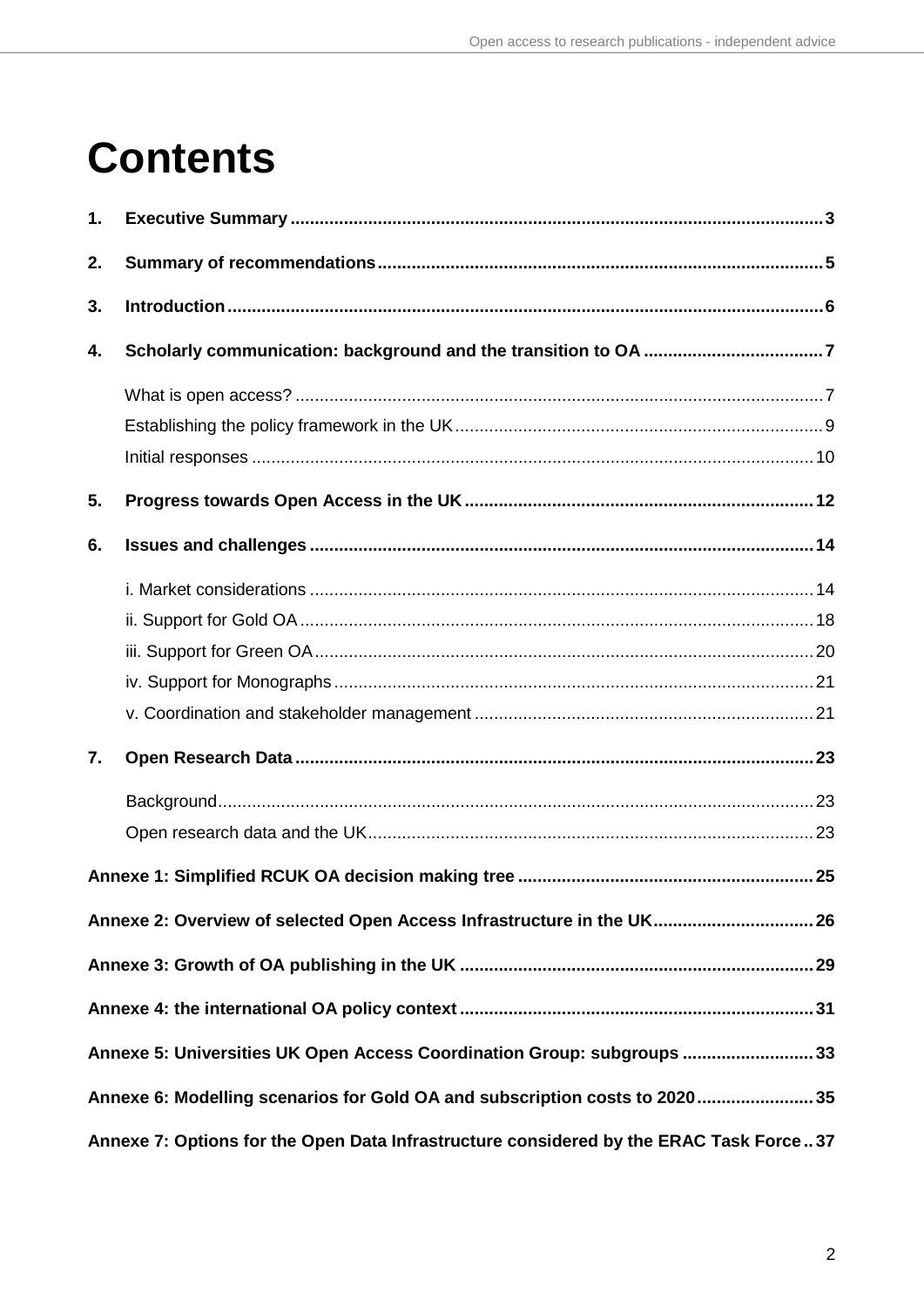# Contents

1. **Executive Summary** .......... 3
2. **Summary of recommendations** .......... 5
3. **Introduction** .......... 6
4. **Scholarly communication: background and the transition to OA** .......... 7
   - What is open access? .......... 7
   - Establishing the policy framework in the UK .......... 9
   - Initial responses .......... 10
5. **Progress towards Open Access in the UK** .......... 12
6. **Issues and challenges** .......... 14
   - i. Market considerations .......... 14
   - ii. Support for Gold OA .......... 18
   - iii. Support for Green OA .......... 20
   - iv. Support for Monographs .......... 21
   - v. Coordination and stakeholder management .......... 21
7. **Open Research Data** .......... 23
   - Background .......... 23
   - Open research data and the UK .......... 23

**Annexe 1: Simplified RCUK OA decision making tree** .......... 25

**Annexe 2: Overview of selected Open Access Infrastructure in the UK** .......... 26

**Annexe 3: Growth of OA publishing in the UK** .......... 29

**Annexe 4: the international OA policy context** .......... 31

**Annexe 5: Universities UK Open Access Coordination Group: subgroups** .......... 33

**Annexe 6: Modelling scenarios for Gold OA and subscription costs to 2020** .......... 35

**Annexe 7: Options for the Open Data Infrastructure considered by the ERAC Task Force** .......... 37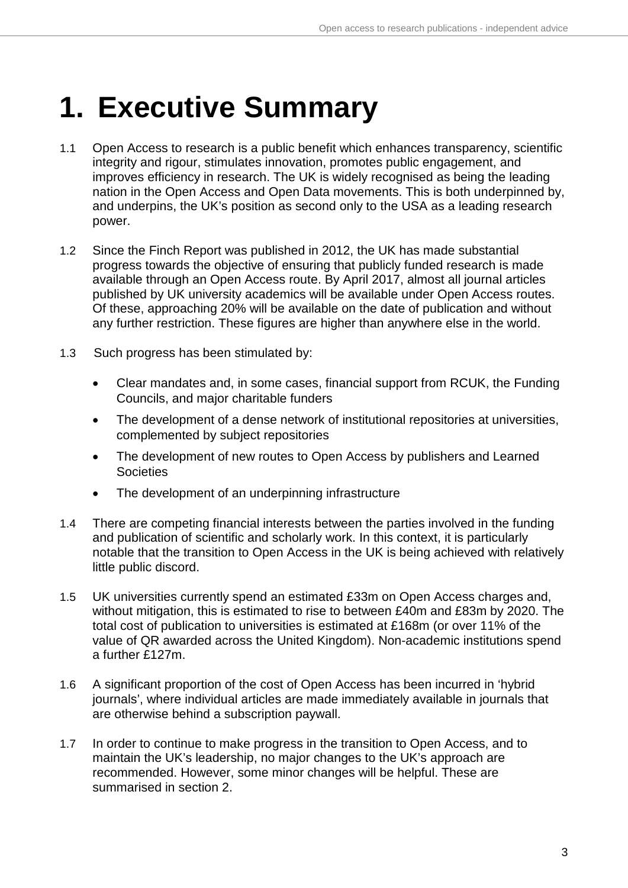# 1. Executive Summary

1.1 Open Access to research is a public benefit which enhances transparency, scientific integrity and rigour, stimulates innovation, promotes public engagement, and improves efficiency in research. The UK is widely recognised as being the leading nation in the Open Access and Open Data movements. This is both underpinned by, and underpins, the UK's position as second only to the USA as a leading research power.

1.2 Since the Finch Report was published in 2012, the UK has made substantial progress towards the objective of ensuring that publicly funded research is made available through an Open Access route. By April 2017, almost all journal articles published by UK university academics will be available under Open Access routes. Of these, approaching 20% will be available on the date of publication and without any further restriction. These figures are higher than anywhere else in the world.

1.3 Such progress has been stimulated by:

- Clear mandates and, in some cases, financial support from RCUK, the Funding Councils, and major charitable funders
- The development of a dense network of institutional repositories at universities, complemented by subject repositories
- The development of new routes to Open Access by publishers and Learned Societies
- The development of an underpinning infrastructure

1.4 There are competing financial interests between the parties involved in the funding and publication of scientific and scholarly work. In this context, it is particularly notable that the transition to Open Access in the UK is being achieved with relatively little public discord.

1.5 UK universities currently spend an estimated £33m on Open Access charges and, without mitigation, this is estimated to rise to between £40m and £83m by 2020. The total cost of publication to universities is estimated at £168m (or over 11% of the value of QR awarded across the United Kingdom). Non-academic institutions spend a further £127m.

1.6 A significant proportion of the cost of Open Access has been incurred in 'hybrid journals', where individual articles are made immediately available in journals that are otherwise behind a subscription paywall.

1.7 In order to continue to make progress in the transition to Open Access, and to maintain the UK's leadership, no major changes to the UK's approach are recommended. However, some minor changes will be helpful. These are summarised in section 2.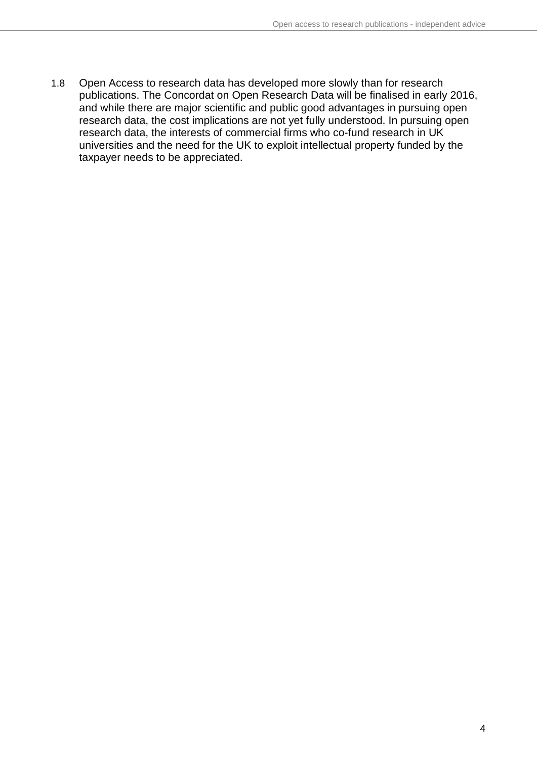1.8 Open Access to research data has developed more slowly than for research publications. The Concordat on Open Research Data will be finalised in early 2016, and while there are major scientific and public good advantages in pursuing open research data, the cost implications are not yet fully understood. In pursuing open research data, the interests of commercial firms who co-fund research in UK universities and the need for the UK to exploit intellectual property funded by the taxpayer needs to be appreciated.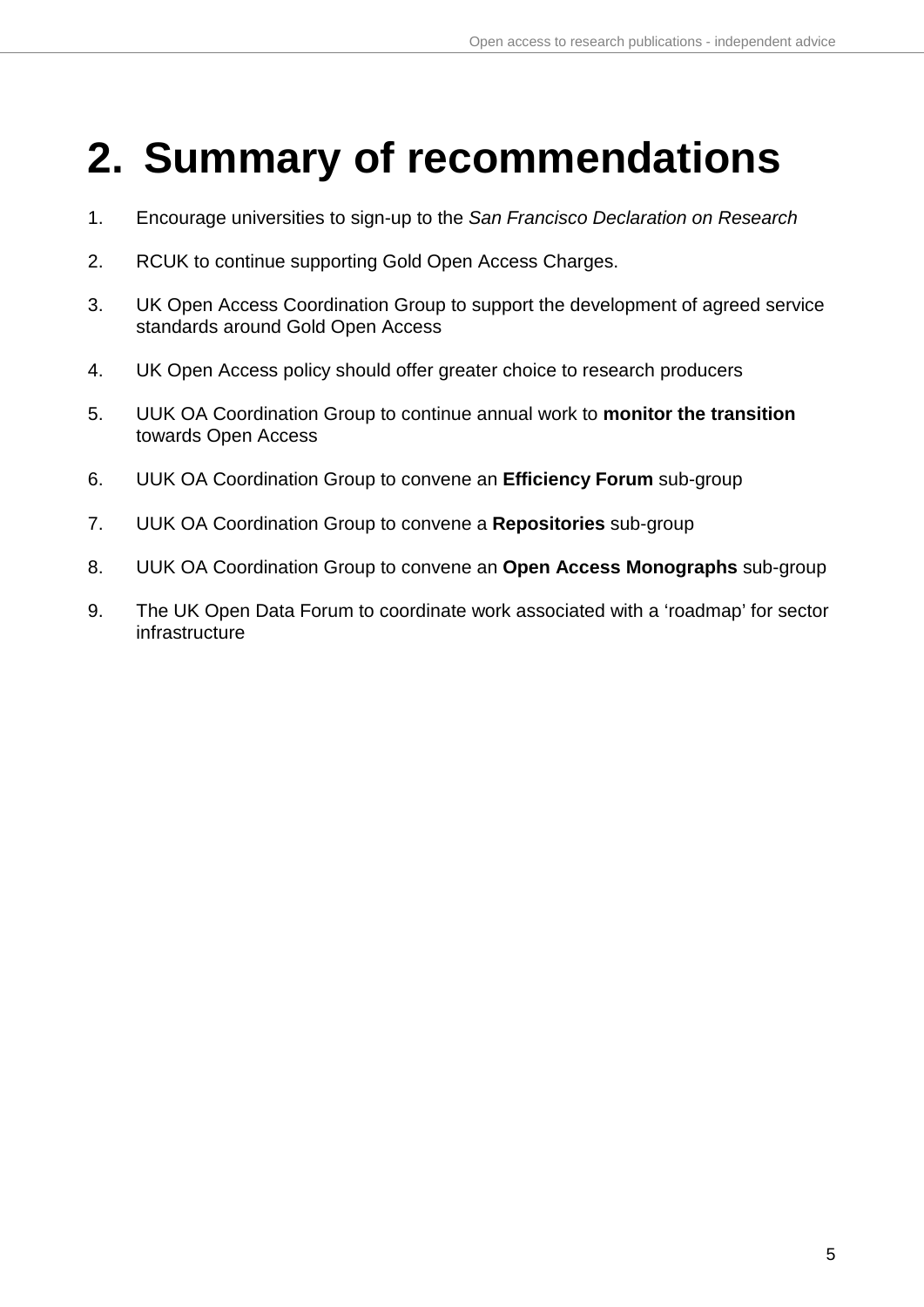# 2. Summary of recommendations

1. Encourage universities to sign-up to the *San Francisco Declaration on Research*

2. RCUK to continue supporting Gold Open Access Charges.

3. UK Open Access Coordination Group to support the development of agreed service standards around Gold Open Access

4. UK Open Access policy should offer greater choice to research producers

5. UUK OA Coordination Group to continue annual work to **monitor the transition** towards Open Access

6. UUK OA Coordination Group to convene an **Efficiency Forum** sub-group

7. UUK OA Coordination Group to convene a **Repositories** sub-group

8. UUK OA Coordination Group to convene an **Open Access Monographs** sub-group

9. The UK Open Data Forum to coordinate work associated with a ‘roadmap’ for sector infrastructure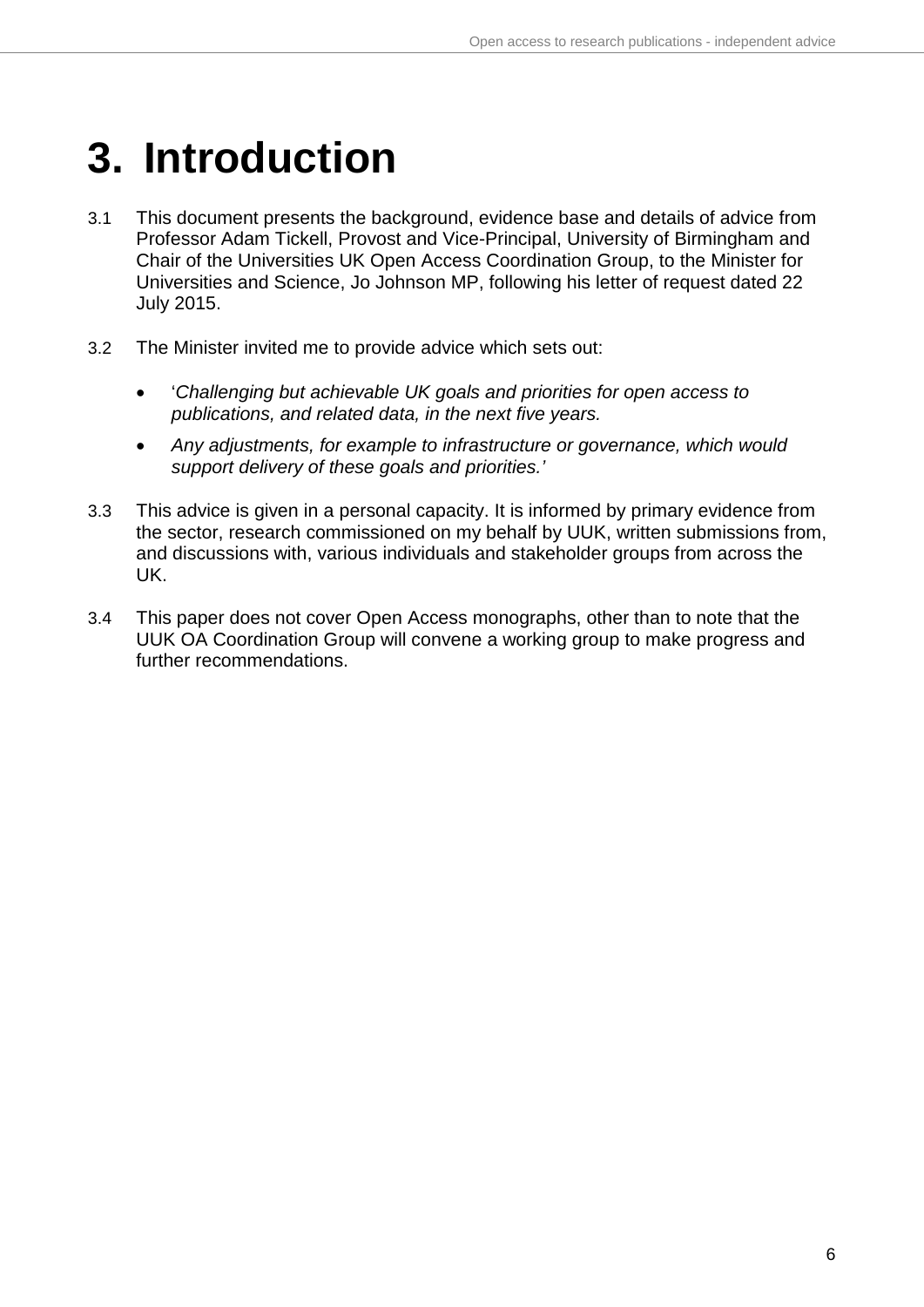# 3. Introduction

3.1 This document presents the background, evidence base and details of advice from Professor Adam Tickell, Provost and Vice-Principal, University of Birmingham and Chair of the Universities UK Open Access Coordination Group, to the Minister for Universities and Science, Jo Johnson MP, following his letter of request dated 22 July 2015.

3.2 The Minister invited me to provide advice which sets out:

- '*Challenging but achievable UK goals and priorities for open access to publications, and related data, in the next five years.*
- *Any adjustments, for example to infrastructure or governance, which would support delivery of these goals and priorities.'*

3.3 This advice is given in a personal capacity. It is informed by primary evidence from the sector, research commissioned on my behalf by UUK, written submissions from, and discussions with, various individuals and stakeholder groups from across the UK.

3.4 This paper does not cover Open Access monographs, other than to note that the UUK OA Coordination Group will convene a working group to make progress and further recommendations.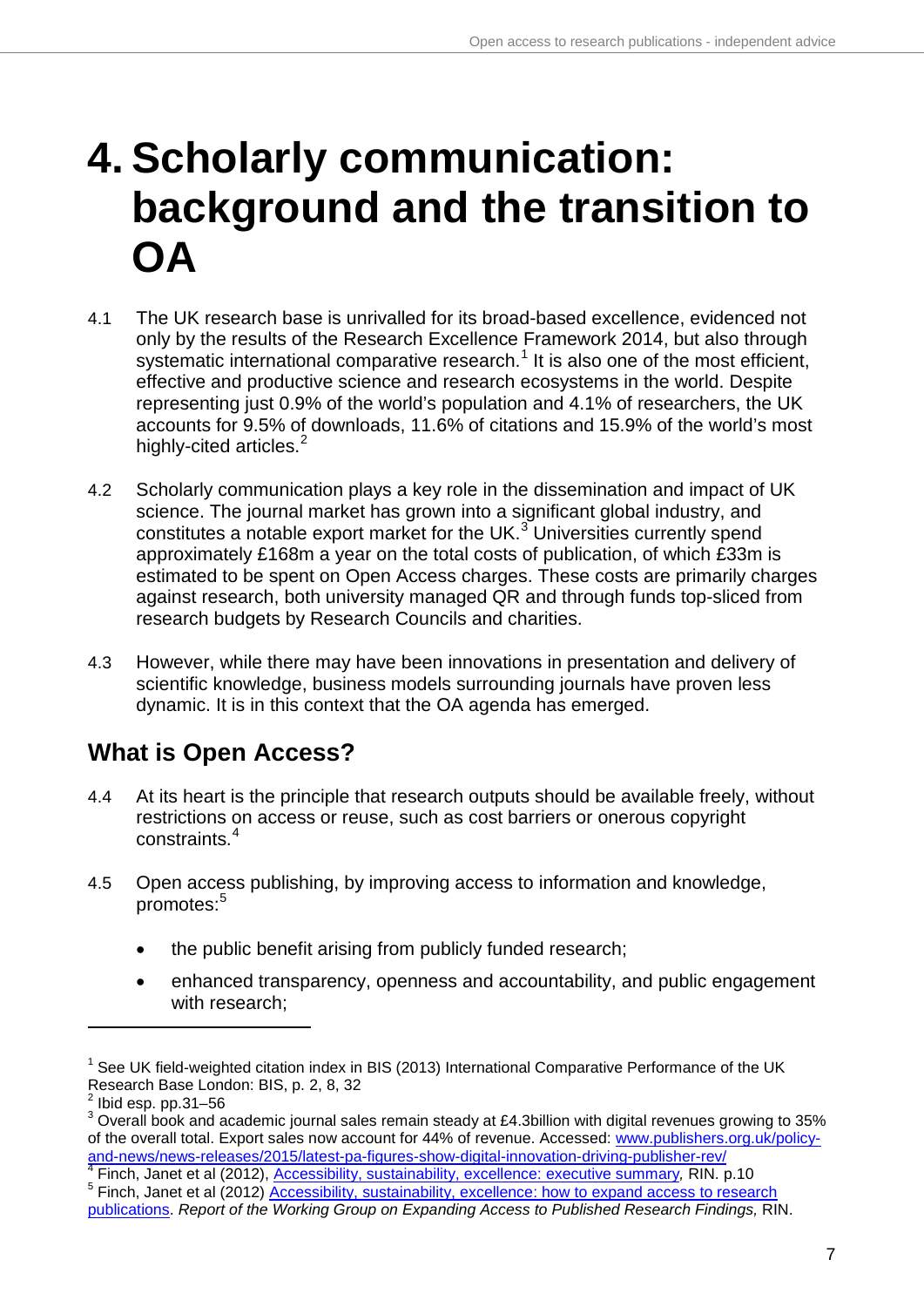# 4. Scholarly communication: background and the transition to OA

4.1 The UK research base is unrivalled for its broad-based excellence, evidenced not only by the results of the Research Excellence Framework 2014, but also through systematic international comparative research.[1] It is also one of the most efficient, effective and productive science and research ecosystems in the world. Despite representing just 0.9% of the world's population and 4.1% of researchers, the UK accounts for 9.5% of downloads, 11.6% of citations and 15.9% of the world's most highly-cited articles.[2]

4.2 Scholarly communication plays a key role in the dissemination and impact of UK science. The journal market has grown into a significant global industry, and constitutes a notable export market for the UK.[3] Universities currently spend approximately £168m a year on the total costs of publication, of which £33m is estimated to be spent on Open Access charges. These costs are primarily charges against research, both university managed QR and through funds top-sliced from research budgets by Research Councils and charities.

4.3 However, while there may have been innovations in presentation and delivery of scientific knowledge, business models surrounding journals have proven less dynamic. It is in this context that the OA agenda has emerged.

## What is Open Access?

4.4 At its heart is the principle that research outputs should be available freely, without restrictions on access or reuse, such as cost barriers or onerous copyright constraints.[4]

4.5 Open access publishing, by improving access to information and knowledge, promotes:[5]

- the public benefit arising from publicly funded research;
- enhanced transparency, openness and accountability, and public engagement with research;

---

[1] See UK field-weighted citation index in BIS (2013) International Comparative Performance of the UK Research Base London: BIS, p. 2, 8, 32

[2] Ibid esp. pp.31–56

[3] Overall book and academic journal sales remain steady at £4.3billion with digital revenues growing to 35% of the overall total. Export sales now account for 44% of revenue. Accessed: www.publishers.org.uk/policy-and-news/news-releases/2015/latest-pa-figures-show-digital-innovation-driving-publisher-rev/

[4] Finch, Janet et al (2012), Accessibility, sustainability, excellence: executive summary, RIN. p.10

[5] Finch, Janet et al (2012) Accessibility, sustainability, excellence: how to expand access to research publications. *Report of the Working Group on Expanding Access to Published Research Findings,* RIN.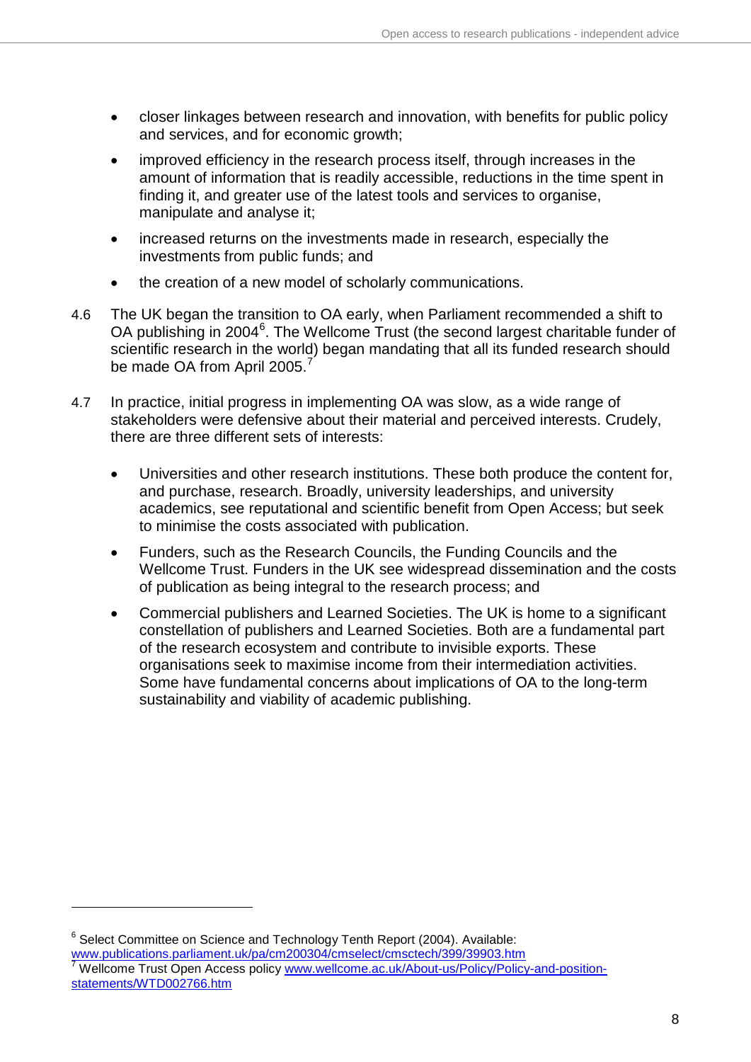- closer linkages between research and innovation, with benefits for public policy and services, and for economic growth;
- improved efficiency in the research process itself, through increases in the amount of information that is readily accessible, reductions in the time spent in finding it, and greater use of the latest tools and services to organise, manipulate and analyse it;
- increased returns on the investments made in research, especially the investments from public funds; and
- the creation of a new model of scholarly communications.

4.6 The UK began the transition to OA early, when Parliament recommended a shift to OA publishing in 2004[6]. The Wellcome Trust (the second largest charitable funder of scientific research in the world) began mandating that all its funded research should be made OA from April 2005.[7]

4.7 In practice, initial progress in implementing OA was slow, as a wide range of stakeholders were defensive about their material and perceived interests. Crudely, there are three different sets of interests:

- Universities and other research institutions. These both produce the content for, and purchase, research. Broadly, university leaderships, and university academics, see reputational and scientific benefit from Open Access; but seek to minimise the costs associated with publication.
- Funders, such as the Research Councils, the Funding Councils and the Wellcome Trust. Funders in the UK see widespread dissemination and the costs of publication as being integral to the research process; and
- Commercial publishers and Learned Societies. The UK is home to a significant constellation of publishers and Learned Societies. Both are a fundamental part of the research ecosystem and contribute to invisible exports. These organisations seek to maximise income from their intermediation activities. Some have fundamental concerns about implications of OA to the long-term sustainability and viability of academic publishing.

---

[6] Select Committee on Science and Technology Tenth Report (2004). Available: www.publications.parliament.uk/pa/cm200304/cmselect/cmsctech/399/39903.htm

[7] Wellcome Trust Open Access policy www.wellcome.ac.uk/About-us/Policy/Policy-and-position-statements/WTD002766.htm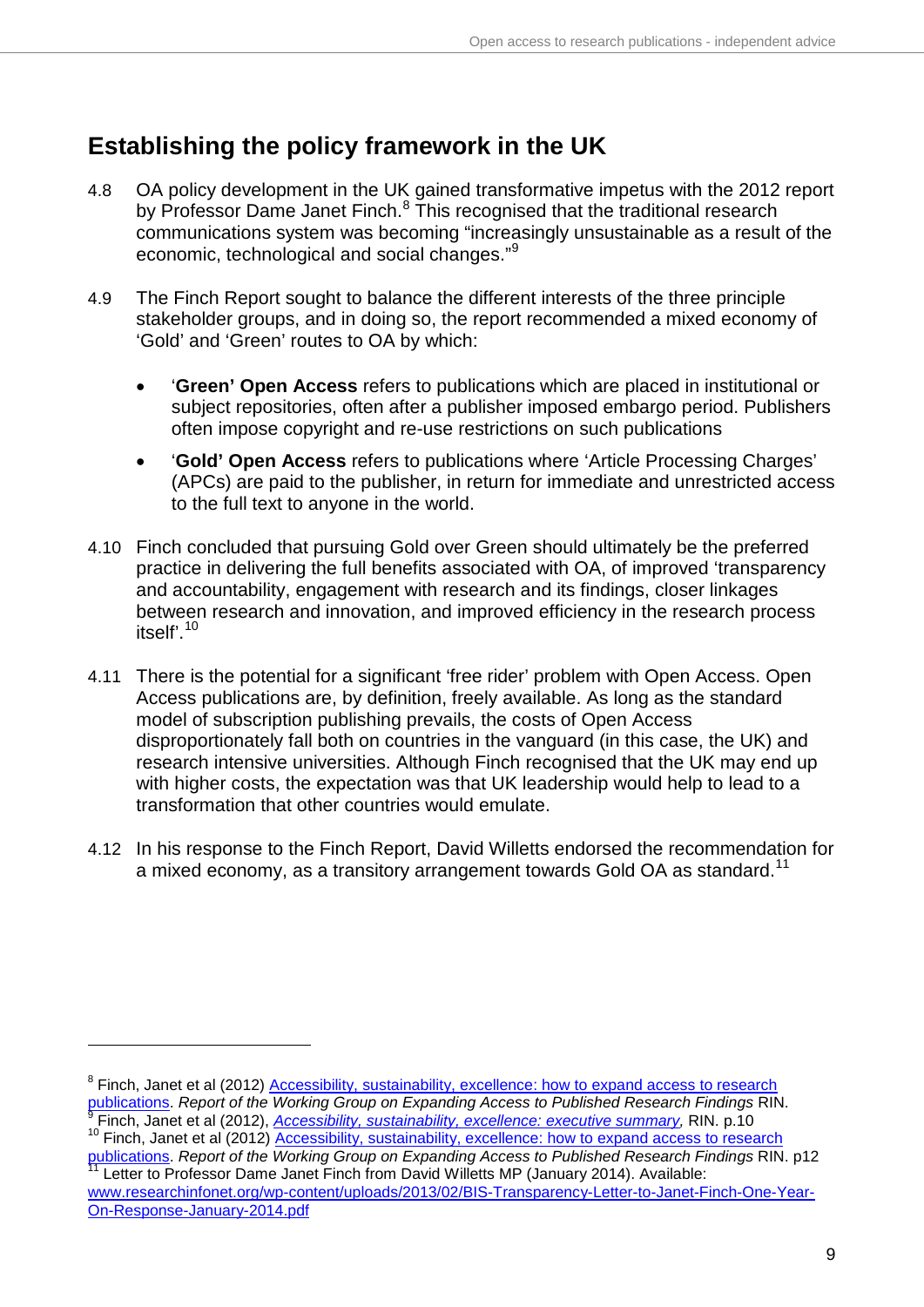## Establishing the policy framework in the UK

4.8 OA policy development in the UK gained transformative impetus with the 2012 report by Professor Dame Janet Finch.[8] This recognised that the traditional research communications system was becoming "increasingly unsustainable as a result of the economic, technological and social changes."[9]

4.9 The Finch Report sought to balance the different interests of the three principle stakeholder groups, and in doing so, the report recommended a mixed economy of 'Gold' and 'Green' routes to OA by which:

- '**Green' Open Access** refers to publications which are placed in institutional or subject repositories, often after a publisher imposed embargo period. Publishers often impose copyright and re-use restrictions on such publications
- '**Gold' Open Access** refers to publications where 'Article Processing Charges' (APCs) are paid to the publisher, in return for immediate and unrestricted access to the full text to anyone in the world.

4.10 Finch concluded that pursuing Gold over Green should ultimately be the preferred practice in delivering the full benefits associated with OA, of improved 'transparency and accountability, engagement with research and its findings, closer linkages between research and innovation, and improved efficiency in the research process itself'.[10]

4.11 There is the potential for a significant 'free rider' problem with Open Access. Open Access publications are, by definition, freely available. As long as the standard model of subscription publishing prevails, the costs of Open Access disproportionately fall both on countries in the vanguard (in this case, the UK) and research intensive universities. Although Finch recognised that the UK may end up with higher costs, the expectation was that UK leadership would help to lead to a transformation that other countries would emulate.

4.12 In his response to the Finch Report, David Willetts endorsed the recommendation for a mixed economy, as a transitory arrangement towards Gold OA as standard.[11]

---

[8] Finch, Janet et al (2012) Accessibility, sustainability, excellence: how to expand access to research publications. *Report of the Working Group on Expanding Access to Published Research Findings* RIN.

[9] Finch, Janet et al (2012), *Accessibility, sustainability, excellence: executive summary,* RIN. p.10

[10] Finch, Janet et al (2012) Accessibility, sustainability, excellence: how to expand access to research publications. *Report of the Working Group on Expanding Access to Published Research Findings* RIN. p12

[11] Letter to Professor Dame Janet Finch from David Willetts MP (January 2014). Available: www.researchinfonet.org/wp-content/uploads/2013/02/BIS-Transparency-Letter-to-Janet-Finch-One-Year-On-Response-January-2014.pdf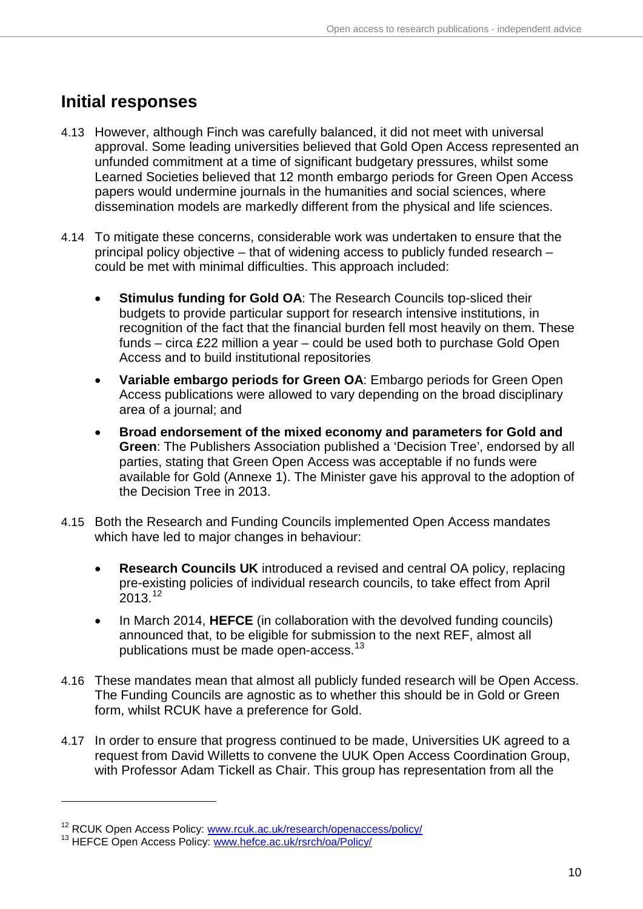## Initial responses

4.13 However, although Finch was carefully balanced, it did not meet with universal approval. Some leading universities believed that Gold Open Access represented an unfunded commitment at a time of significant budgetary pressures, whilst some Learned Societies believed that 12 month embargo periods for Green Open Access papers would undermine journals in the humanities and social sciences, where dissemination models are markedly different from the physical and life sciences.

4.14 To mitigate these concerns, considerable work was undertaken to ensure that the principal policy objective – that of widening access to publicly funded research – could be met with minimal difficulties. This approach included:

- **Stimulus funding for Gold OA**: The Research Councils top-sliced their budgets to provide particular support for research intensive institutions, in recognition of the fact that the financial burden fell most heavily on them. These funds – circa £22 million a year – could be used both to purchase Gold Open Access and to build institutional repositories
- **Variable embargo periods for Green OA**: Embargo periods for Green Open Access publications were allowed to vary depending on the broad disciplinary area of a journal; and
- **Broad endorsement of the mixed economy and parameters for Gold and Green**: The Publishers Association published a 'Decision Tree', endorsed by all parties, stating that Green Open Access was acceptable if no funds were available for Gold (Annexe 1). The Minister gave his approval to the adoption of the Decision Tree in 2013.

4.15 Both the Research and Funding Councils implemented Open Access mandates which have led to major changes in behaviour:

- **Research Councils UK** introduced a revised and central OA policy, replacing pre-existing policies of individual research councils, to take effect from April 2013.[12]
- In March 2014, **HEFCE** (in collaboration with the devolved funding councils) announced that, to be eligible for submission to the next REF, almost all publications must be made open-access.[13]

4.16 These mandates mean that almost all publicly funded research will be Open Access. The Funding Councils are agnostic as to whether this should be in Gold or Green form, whilst RCUK have a preference for Gold.

4.17 In order to ensure that progress continued to be made, Universities UK agreed to a request from David Willetts to convene the UUK Open Access Coordination Group, with Professor Adam Tickell as Chair. This group has representation from all the

---

[12] RCUK Open Access Policy: [www.rcuk.ac.uk/research/openaccess/policy/](http://www.rcuk.ac.uk/research/openaccess/policy/)

[13] HEFCE Open Access Policy: [www.hefce.ac.uk/rsrch/oa/Policy/](http://www.hefce.ac.uk/rsrch/oa/Policy/)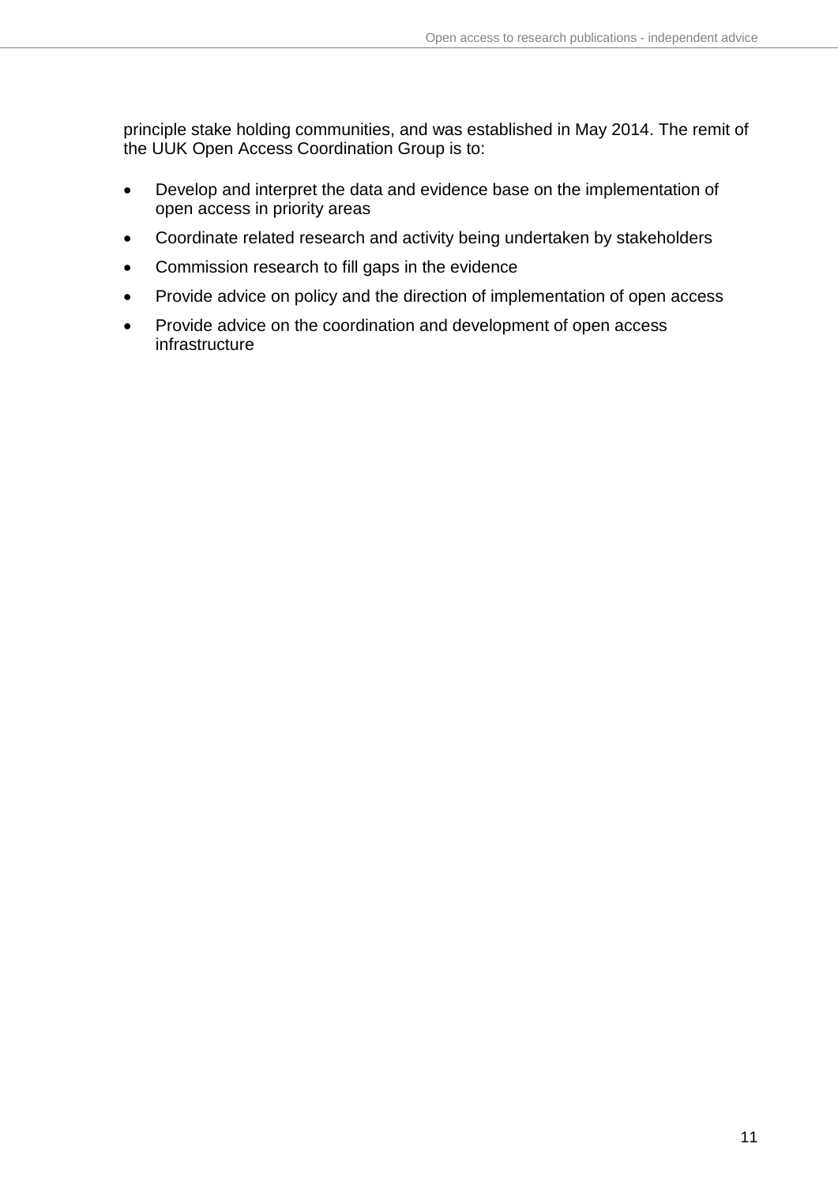principle stake holding communities, and was established in May 2014. The remit of the UUK Open Access Coordination Group is to:

- Develop and interpret the data and evidence base on the implementation of open access in priority areas
- Coordinate related research and activity being undertaken by stakeholders
- Commission research to fill gaps in the evidence
- Provide advice on policy and the direction of implementation of open access
- Provide advice on the coordination and development of open access infrastructure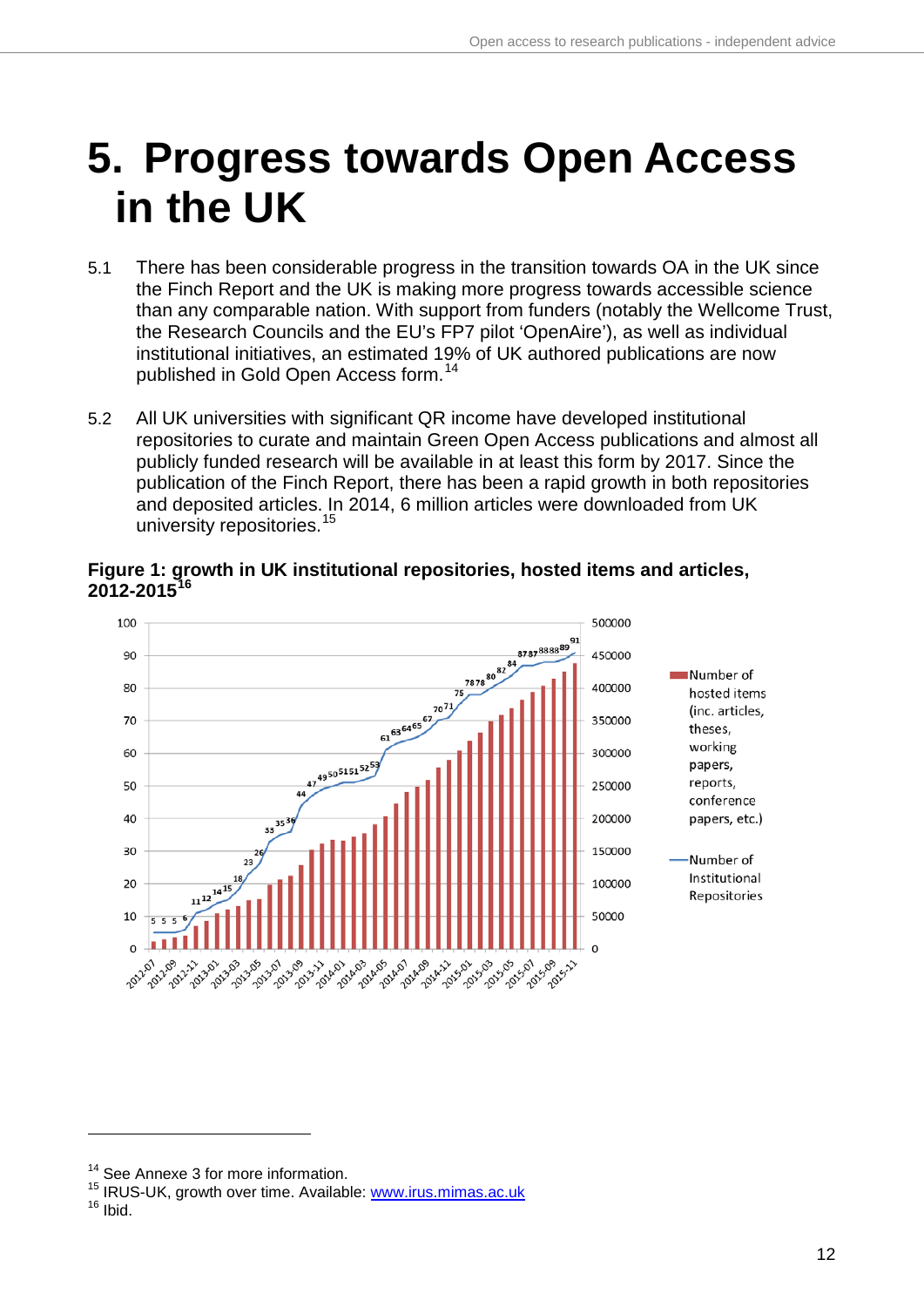# 5. Progress towards Open Access in the UK

5.1 There has been considerable progress in the transition towards OA in the UK since the Finch Report and the UK is making more progress towards accessible science than any comparable nation. With support from funders (notably the Wellcome Trust, the Research Councils and the EU's FP7 pilot 'OpenAire'), as well as individual institutional initiatives, an estimated 19% of UK authored publications are now published in Gold Open Access form.[14]

5.2 All UK universities with significant QR income have developed institutional repositories to curate and maintain Green Open Access publications and almost all publicly funded research will be available in at least this form by 2017. Since the publication of the Finch Report, there has been a rapid growth in both repositories and deposited articles. In 2014, 6 million articles were downloaded from UK university repositories.[15]

**Figure 1: growth in UK institutional repositories, hosted items and articles, 2012-2015**[16]

---

[14] See Annexe 3 for more information.

[15] IRUS-UK, growth over time. Available: [www.irus.mimas.ac.uk](http://www.irus.mimas.ac.uk)

[16] Ibid.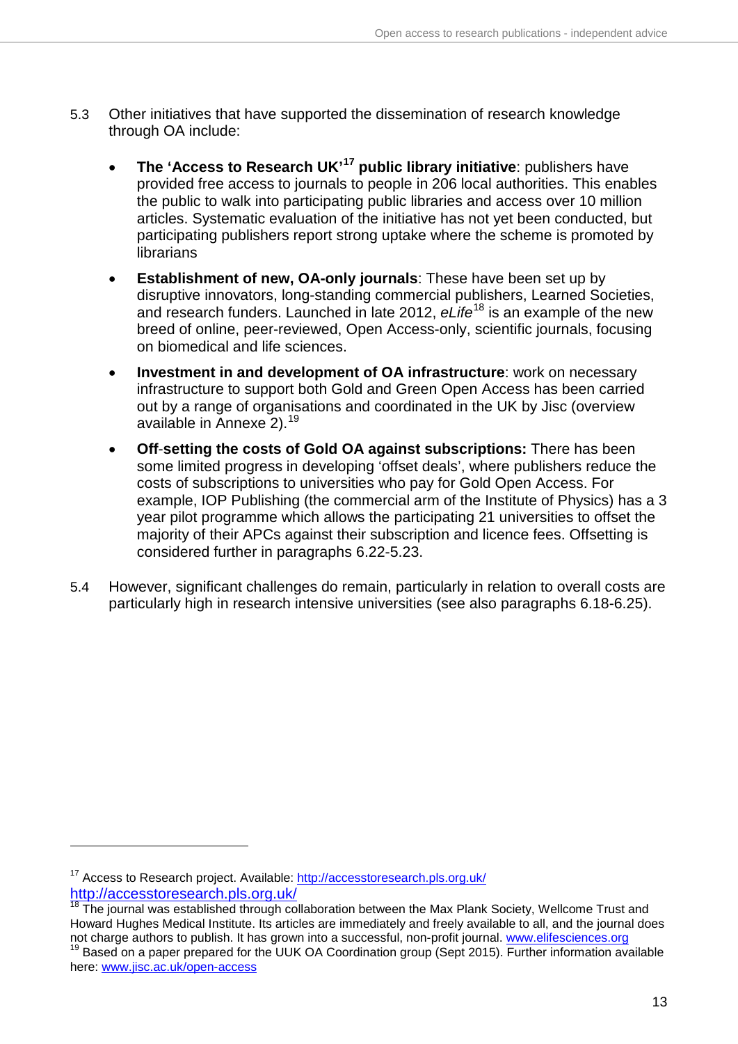5.3 Other initiatives that have supported the dissemination of research knowledge through OA include:

- **The 'Access to Research UK'[17] public library initiative**: publishers have provided free access to journals to people in 206 local authorities. This enables the public to walk into participating public libraries and access over 10 million articles. Systematic evaluation of the initiative has not yet been conducted, but participating publishers report strong uptake where the scheme is promoted by librarians
- **Establishment of new, OA-only journals**: These have been set up by disruptive innovators, long-standing commercial publishers, Learned Societies, and research funders. Launched in late 2012, *eLife*[18] is an example of the new breed of online, peer-reviewed, Open Access-only, scientific journals, focusing on biomedical and life sciences.
- **Investment in and development of OA infrastructure**: work on necessary infrastructure to support both Gold and Green Open Access has been carried out by a range of organisations and coordinated in the UK by Jisc (overview available in Annexe 2).[19]
- **Off-setting the costs of Gold OA against subscriptions:** There has been some limited progress in developing 'offset deals', where publishers reduce the costs of subscriptions to universities who pay for Gold Open Access. For example, IOP Publishing (the commercial arm of the Institute of Physics) has a 3 year pilot programme which allows the participating 21 universities to offset the majority of their APCs against their subscription and licence fees. Offsetting is considered further in paragraphs 6.22-5.23.

5.4 However, significant challenges do remain, particularly in relation to overall costs are particularly high in research intensive universities (see also paragraphs 6.18-6.25).

---

[17] Access to Research project. Available: http://accesstoresearch.pls.org.uk/ http://accesstoresearch.pls.org.uk/

[18] The journal was established through collaboration between the Max Plank Society, Wellcome Trust and Howard Hughes Medical Institute. Its articles are immediately and freely available to all, and the journal does not charge authors to publish. It has grown into a successful, non-profit journal. www.elifesciences.org

[19] Based on a paper prepared for the UUK OA Coordination group (Sept 2015). Further information available here: www.jisc.ac.uk/open-access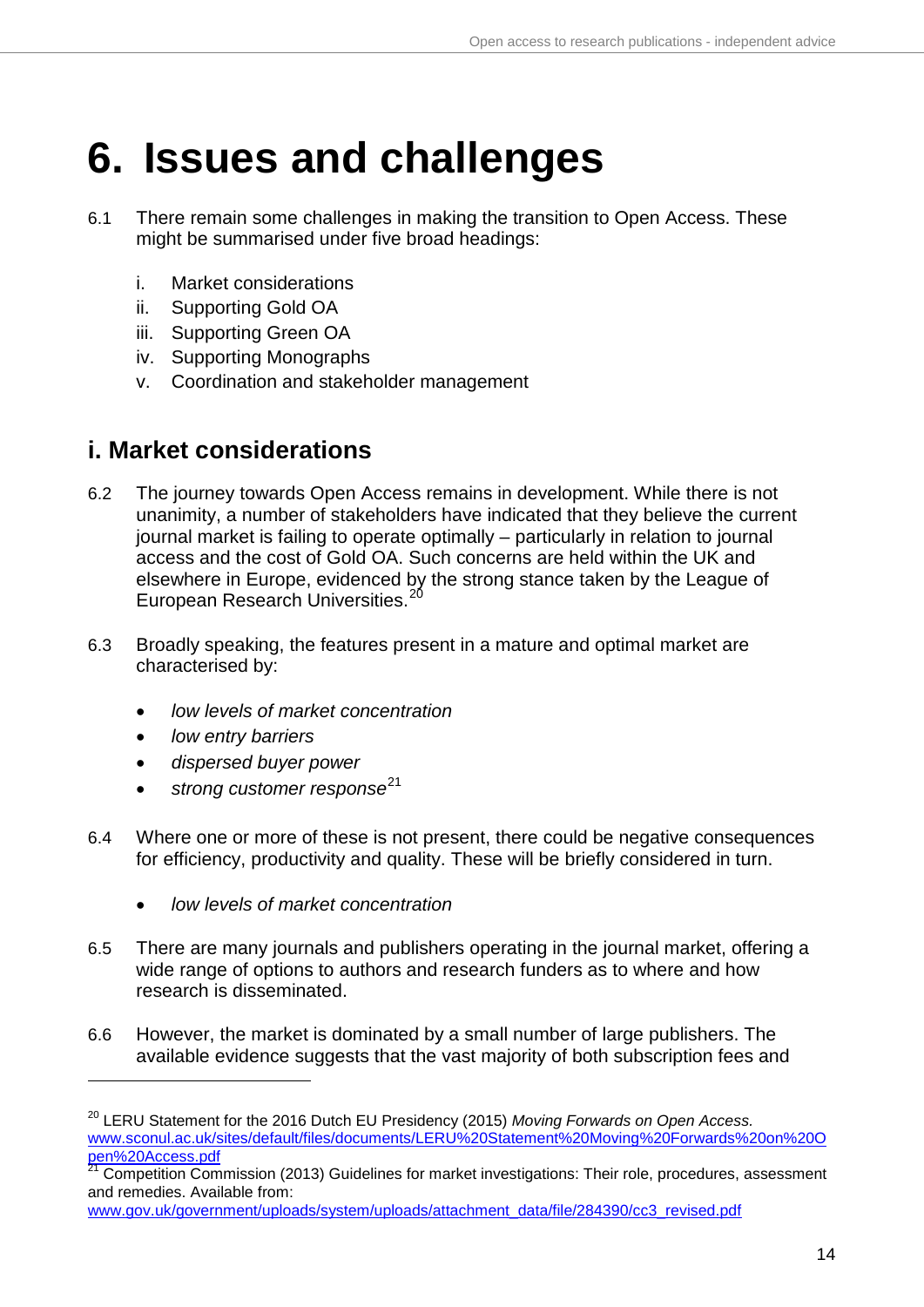# 6. Issues and challenges

6.1 There remain some challenges in making the transition to Open Access. These might be summarised under five broad headings:

i. Market considerations
ii. Supporting Gold OA
iii. Supporting Green OA
iv. Supporting Monographs
v. Coordination and stakeholder management

## i. Market considerations

6.2 The journey towards Open Access remains in development. While there is not unanimity, a number of stakeholders have indicated that they believe the current journal market is failing to operate optimally – particularly in relation to journal access and the cost of Gold OA. Such concerns are held within the UK and elsewhere in Europe, evidenced by the strong stance taken by the League of European Research Universities.[20]

6.3 Broadly speaking, the features present in a mature and optimal market are characterised by:

- *low levels of market concentration*
- *low entry barriers*
- *dispersed buyer power*
- *strong customer response*[21]

6.4 Where one or more of these is not present, there could be negative consequences for efficiency, productivity and quality. These will be briefly considered in turn.

- *low levels of market concentration*

6.5 There are many journals and publishers operating in the journal market, offering a wide range of options to authors and research funders as to where and how research is disseminated.

6.6 However, the market is dominated by a small number of large publishers. The available evidence suggests that the vast majority of both subscription fees and

---

[20] LERU Statement for the 2016 Dutch EU Presidency (2015) *Moving Forwards on Open Access.* www.sconul.ac.uk/sites/default/files/documents/LERU%20Statement%20Moving%20Forwards%20on%20Open%20Access.pdf

[21] Competition Commission (2013) Guidelines for market investigations: Their role, procedures, assessment and remedies. Available from: www.gov.uk/government/uploads/system/uploads/attachment_data/file/284390/cc3_revised.pdf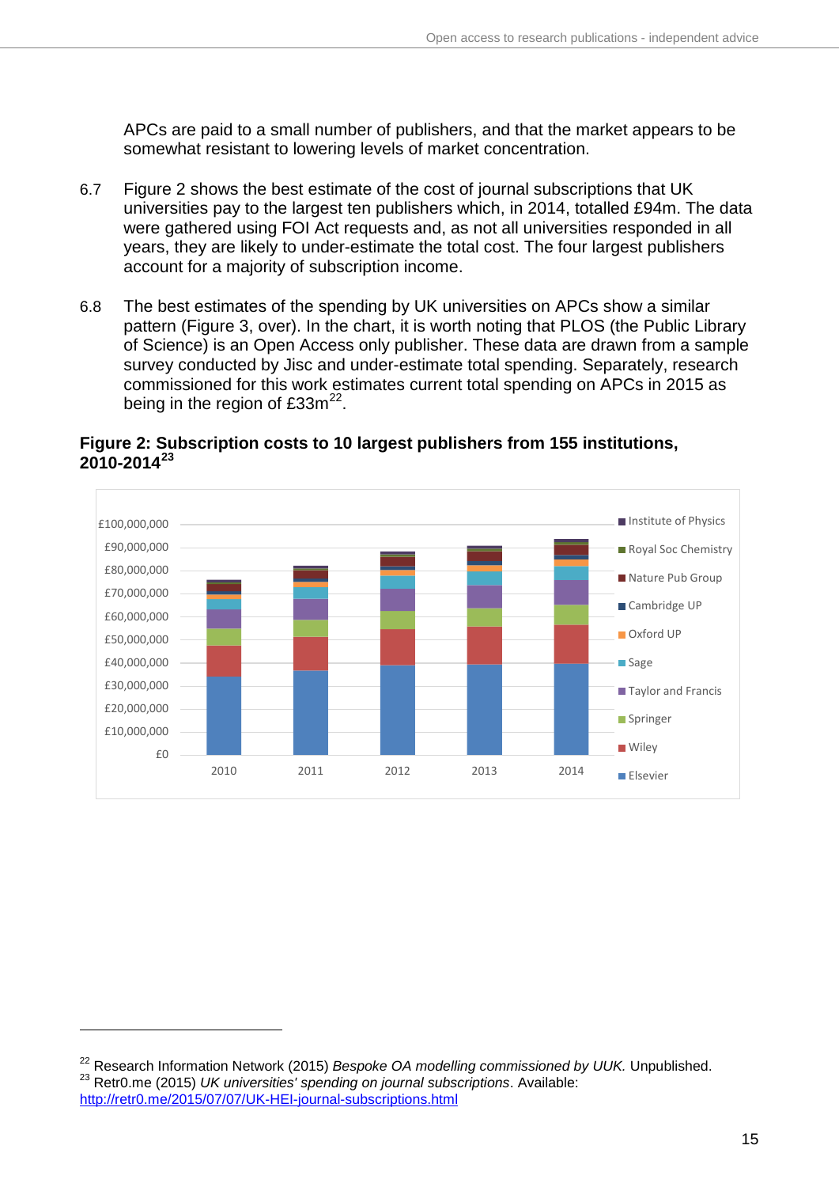APCs are paid to a small number of publishers, and that the market appears to be somewhat resistant to lowering levels of market concentration.

6.7 Figure 2 shows the best estimate of the cost of journal subscriptions that UK universities pay to the largest ten publishers which, in 2014, totalled £94m. The data were gathered using FOI Act requests and, as not all universities responded in all years, they are likely to under-estimate the total cost. The four largest publishers account for a majority of subscription income.

6.8 The best estimates of the spending by UK universities on APCs show a similar pattern (Figure 3, over). In the chart, it is worth noting that PLOS (the Public Library of Science) is an Open Access only publisher. These data are drawn from a sample survey conducted by Jisc and under-estimate total spending. Separately, research commissioned for this work estimates current total spending on APCs in 2015 as being in the region of £33m[22].

**Figure 2: Subscription costs to 10 largest publishers from 155 institutions, 2010-2014[23]**

---

[22] Research Information Network (2015) *Bespoke OA modelling commissioned by UUK.* Unpublished.

[23] Retr0.me (2015) *UK universities' spending on journal subscriptions*. Available: http://retr0.me/2015/07/07/UK-HEI-journal-subscriptions.html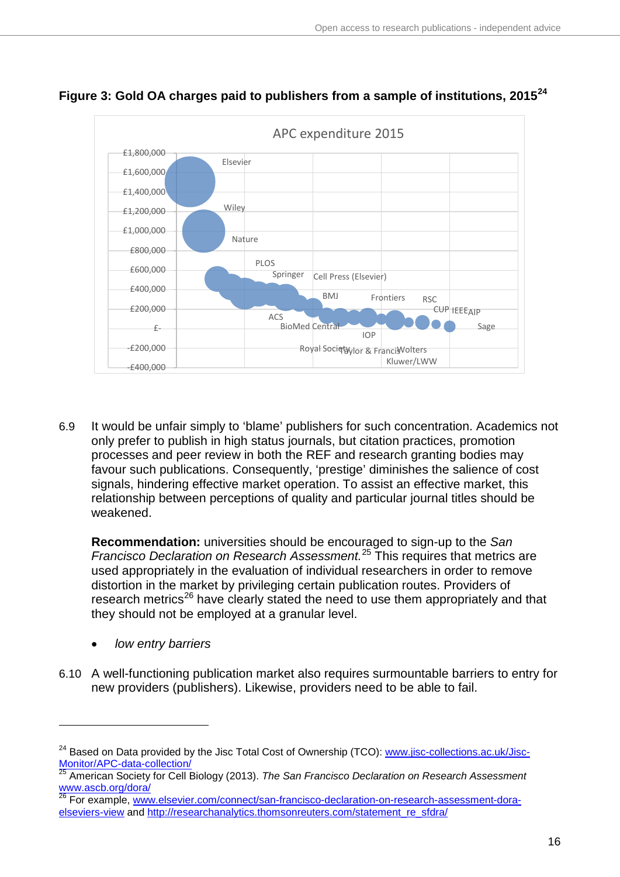**Figure 3: Gold OA charges paid to publishers from a sample of institutions, 2015**[24]

APC expenditure 2015

£1,800,000
£1,600,000
£1,400,000
£1,200,000
£1,000,000
£800,000
£600,000
£400,000
£200,000
£-
-£200,000
-£400,000

Elsevier
Wiley
Nature
PLOS
Springer
Cell Press (Elsevier)
BMJ
Frontiers
RSC
CUP
IEEE
AIP
ACS
BioMed Central
Sage
IOP
Royal Society
Taylor & Francis
Wolters Kluwer/LWW

6.9 It would be unfair simply to 'blame' publishers for such concentration. Academics not only prefer to publish in high status journals, but citation practices, promotion processes and peer review in both the REF and research granting bodies may favour such publications. Consequently, 'prestige' diminishes the salience of cost signals, hindering effective market operation. To assist an effective market, this relationship between perceptions of quality and particular journal titles should be weakened.

**Recommendation:** universities should be encouraged to sign-up to the *San Francisco Declaration on Research Assessment.*[25] This requires that metrics are used appropriately in the evaluation of individual researchers in order to remove distortion in the market by privileging certain publication routes. Providers of research metrics[26] have clearly stated the need to use them appropriately and that they should not be employed at a granular level.

- *low entry barriers*

6.10 A well-functioning publication market also requires surmountable barriers to entry for new providers (publishers). Likewise, providers need to be able to fail.

---

[24] Based on Data provided by the Jisc Total Cost of Ownership (TCO): www.jisc-collections.ac.uk/Jisc-Monitor/APC-data-collection/

[25] American Society for Cell Biology (2013). *The San Francisco Declaration on Research Assessment* www.ascb.org/dora/

[26] For example, www.elsevier.com/connect/san-francisco-declaration-on-research-assessment-dora-elseviers-view and http://researchanalytics.thomsonreuters.com/statement_re_sfdra/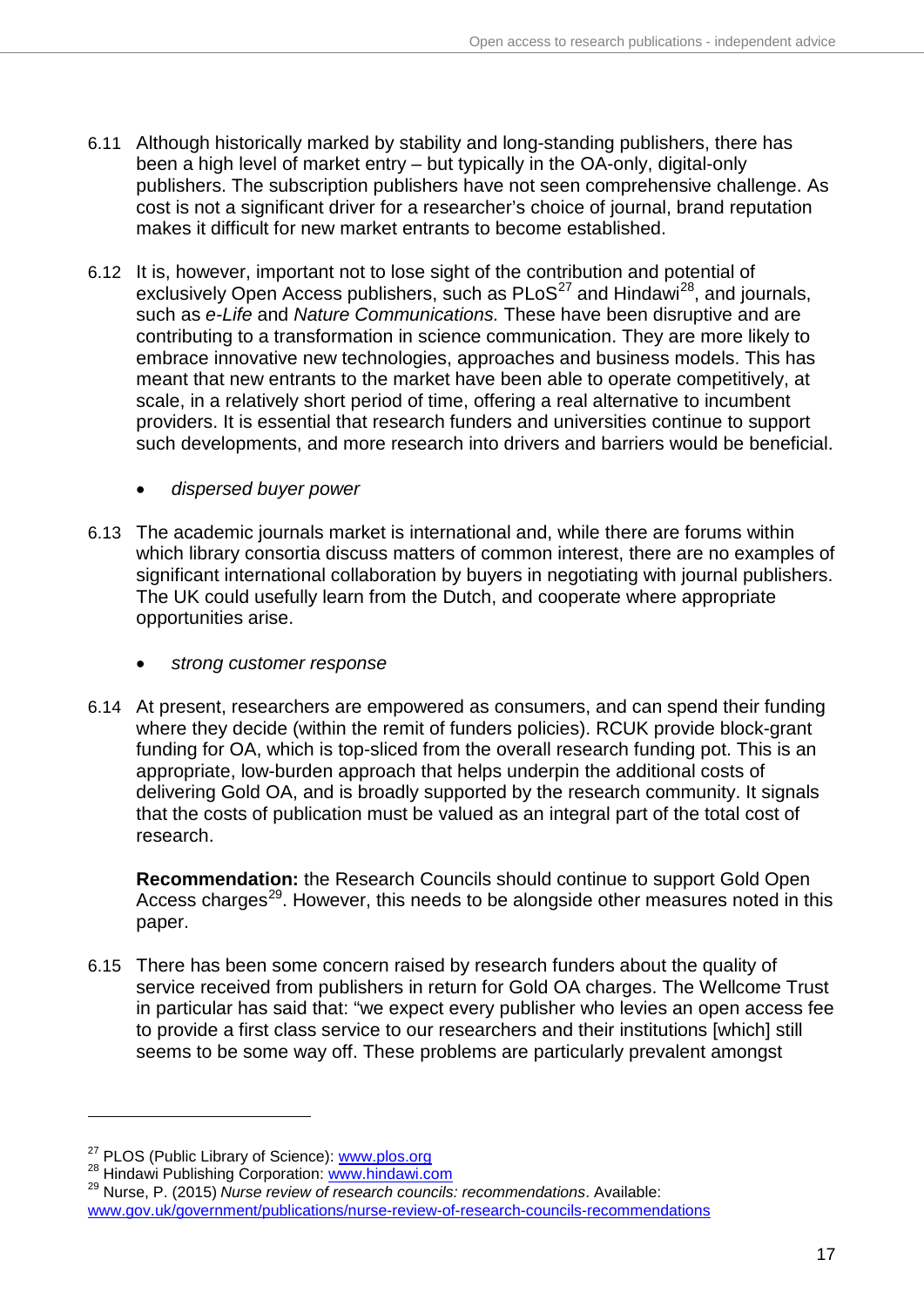6.11 Although historically marked by stability and long-standing publishers, there has been a high level of market entry – but typically in the OA-only, digital-only publishers. The subscription publishers have not seen comprehensive challenge. As cost is not a significant driver for a researcher's choice of journal, brand reputation makes it difficult for new market entrants to become established.

6.12 It is, however, important not to lose sight of the contribution and potential of exclusively Open Access publishers, such as PLoS[27] and Hindawi[28], and journals, such as *e-Life* and *Nature Communications.* These have been disruptive and are contributing to a transformation in science communication. They are more likely to embrace innovative new technologies, approaches and business models. This has meant that new entrants to the market have been able to operate competitively, at scale, in a relatively short period of time, offering a real alternative to incumbent providers. It is essential that research funders and universities continue to support such developments, and more research into drivers and barriers would be beneficial.

- *dispersed buyer power*

6.13 The academic journals market is international and, while there are forums within which library consortia discuss matters of common interest, there are no examples of significant international collaboration by buyers in negotiating with journal publishers. The UK could usefully learn from the Dutch, and cooperate where appropriate opportunities arise.

- *strong customer response*

6.14 At present, researchers are empowered as consumers, and can spend their funding where they decide (within the remit of funders policies). RCUK provide block-grant funding for OA, which is top-sliced from the overall research funding pot. This is an appropriate, low-burden approach that helps underpin the additional costs of delivering Gold OA, and is broadly supported by the research community. It signals that the costs of publication must be valued as an integral part of the total cost of research.

**Recommendation:** the Research Councils should continue to support Gold Open Access charges[29]. However, this needs to be alongside other measures noted in this paper.

6.15 There has been some concern raised by research funders about the quality of service received from publishers in return for Gold OA charges. The Wellcome Trust in particular has said that: "we expect every publisher who levies an open access fee to provide a first class service to our researchers and their institutions [which] still seems to be some way off. These problems are particularly prevalent amongst

---

[27] PLOS (Public Library of Science): www.plos.org

[28] Hindawi Publishing Corporation: www.hindawi.com

[29] Nurse, P. (2015) *Nurse review of research councils: recommendations*. Available: www.gov.uk/government/publications/nurse-review-of-research-councils-recommendations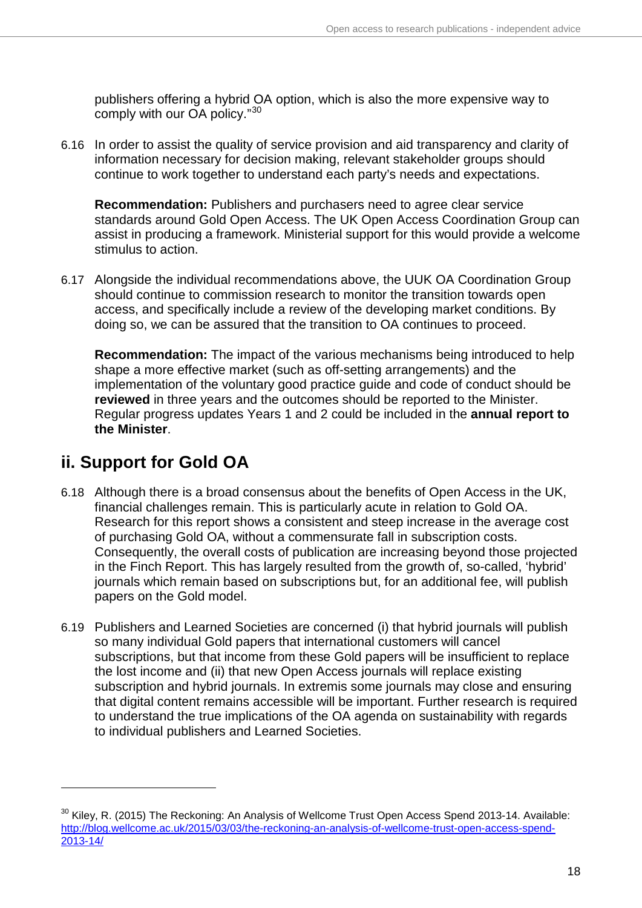publishers offering a hybrid OA option, which is also the more expensive way to comply with our OA policy."[30]

6.16 In order to assist the quality of service provision and aid transparency and clarity of information necessary for decision making, relevant stakeholder groups should continue to work together to understand each party's needs and expectations.

**Recommendation:** Publishers and purchasers need to agree clear service standards around Gold Open Access. The UK Open Access Coordination Group can assist in producing a framework. Ministerial support for this would provide a welcome stimulus to action.

6.17 Alongside the individual recommendations above, the UUK OA Coordination Group should continue to commission research to monitor the transition towards open access, and specifically include a review of the developing market conditions. By doing so, we can be assured that the transition to OA continues to proceed.

**Recommendation:** The impact of the various mechanisms being introduced to help shape a more effective market (such as off-setting arrangements) and the implementation of the voluntary good practice guide and code of conduct should be **reviewed** in three years and the outcomes should be reported to the Minister. Regular progress updates Years 1 and 2 could be included in the **annual report to the Minister**.

## ii. Support for Gold OA

6.18 Although there is a broad consensus about the benefits of Open Access in the UK, financial challenges remain. This is particularly acute in relation to Gold OA. Research for this report shows a consistent and steep increase in the average cost of purchasing Gold OA, without a commensurate fall in subscription costs. Consequently, the overall costs of publication are increasing beyond those projected in the Finch Report. This has largely resulted from the growth of, so-called, 'hybrid' journals which remain based on subscriptions but, for an additional fee, will publish papers on the Gold model.

6.19 Publishers and Learned Societies are concerned (i) that hybrid journals will publish so many individual Gold papers that international customers will cancel subscriptions, but that income from these Gold papers will be insufficient to replace the lost income and (ii) that new Open Access journals will replace existing subscription and hybrid journals. In extremis some journals may close and ensuring that digital content remains accessible will be important. Further research is required to understand the true implications of the OA agenda on sustainability with regards to individual publishers and Learned Societies.

---

[30] Kiley, R. (2015) The Reckoning: An Analysis of Wellcome Trust Open Access Spend 2013-14. Available: http://blog.wellcome.ac.uk/2015/03/03/the-reckoning-an-analysis-of-wellcome-trust-open-access-spend-2013-14/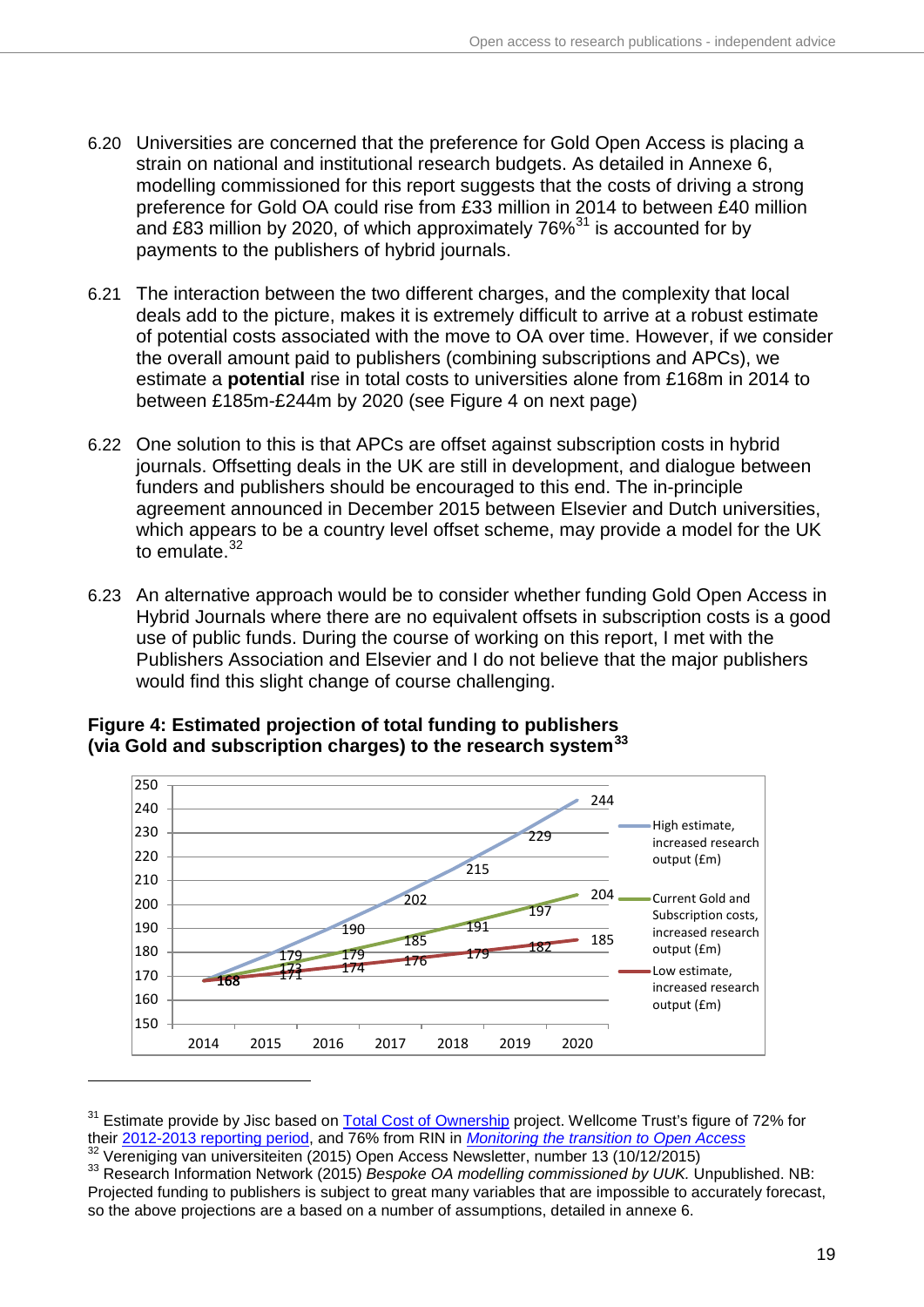6.20 Universities are concerned that the preference for Gold Open Access is placing a strain on national and institutional research budgets. As detailed in Annexe 6, modelling commissioned for this report suggests that the costs of driving a strong preference for Gold OA could rise from £33 million in 2014 to between £40 million and £83 million by 2020, of which approximately 76%[31] is accounted for by payments to the publishers of hybrid journals.

6.21 The interaction between the two different charges, and the complexity that local deals add to the picture, makes it is extremely difficult to arrive at a robust estimate of potential costs associated with the move to OA over time. However, if we consider the overall amount paid to publishers (combining subscriptions and APCs), we estimate a **potential** rise in total costs to universities alone from £168m in 2014 to between £185m-£244m by 2020 (see Figure 4 on next page)

6.22 One solution to this is that APCs are offset against subscription costs in hybrid journals. Offsetting deals in the UK are still in development, and dialogue between funders and publishers should be encouraged to this end. The in-principle agreement announced in December 2015 between Elsevier and Dutch universities, which appears to be a country level offset scheme, may provide a model for the UK to emulate.[32]

6.23 An alternative approach would be to consider whether funding Gold Open Access in Hybrid Journals where there are no equivalent offsets in subscription costs is a good use of public funds. During the course of working on this report, I met with the Publishers Association and Elsevier and I do not believe that the major publishers would find this slight change of course challenging.

**Figure 4: Estimated projection of total funding to publishers (via Gold and subscription charges) to the research system[33]**

| Year | High estimate, increased research output (£m) | Current Gold and Subscription costs, increased research output (£m) | Low estimate, increased research output (£m) |
|---|---|---|---|
| 2014 | 168 | 168 | 168 |
| 2015 | 179 | 173 | 171 |
| 2016 | 190 | 179 | 174 |
| 2017 | 202 | 185 | 176 |
| 2018 | 215 | 191 | 179 |
| 2019 | 229 | 197 | 182 |
| 2020 | 244 | 204 | 185 |

---

[31] Estimate provide by Jisc based on Total Cost of Ownership project. Wellcome Trust's figure of 72% for their 2012-2013 reporting period, and 76% from RIN in *Monitoring the transition to Open Access*

[32] Vereniging van universiteiten (2015) Open Access Newsletter, number 13 (10/12/2015)

[33] Research Information Network (2015) *Bespoke OA modelling commissioned by UUK.* Unpublished. NB: Projected funding to publishers is subject to great many variables that are impossible to accurately forecast, so the above projections are a based on a number of assumptions, detailed in annexe 6.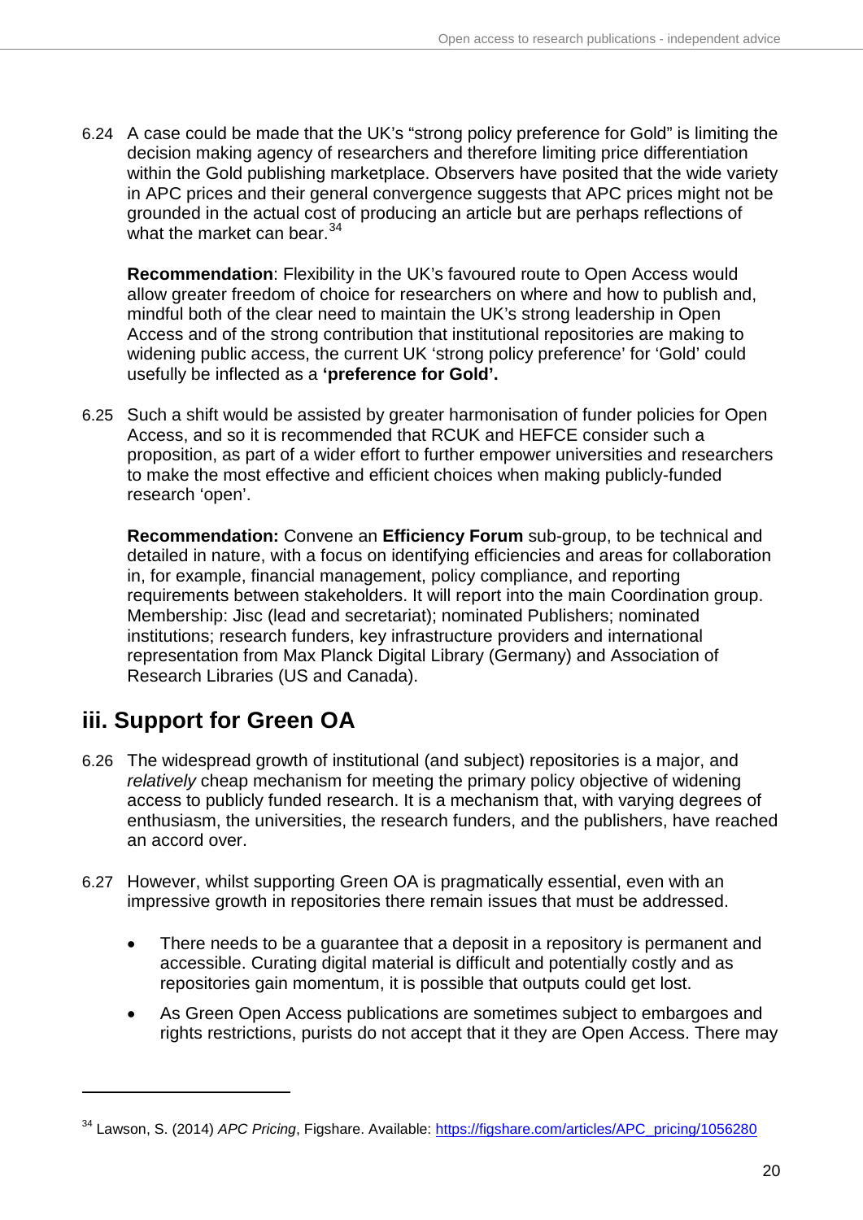6.24 A case could be made that the UK's "strong policy preference for Gold" is limiting the decision making agency of researchers and therefore limiting price differentiation within the Gold publishing marketplace. Observers have posited that the wide variety in APC prices and their general convergence suggests that APC prices might not be grounded in the actual cost of producing an article but are perhaps reflections of what the market can bear.[34]

**Recommendation**: Flexibility in the UK's favoured route to Open Access would allow greater freedom of choice for researchers on where and how to publish and, mindful both of the clear need to maintain the UK's strong leadership in Open Access and of the strong contribution that institutional repositories are making to widening public access, the current UK 'strong policy preference' for 'Gold' could usefully be inflected as a **'preference for Gold'.**

6.25 Such a shift would be assisted by greater harmonisation of funder policies for Open Access, and so it is recommended that RCUK and HEFCE consider such a proposition, as part of a wider effort to further empower universities and researchers to make the most effective and efficient choices when making publicly-funded research 'open'.

**Recommendation:** Convene an **Efficiency Forum** sub-group, to be technical and detailed in nature, with a focus on identifying efficiencies and areas for collaboration in, for example, financial management, policy compliance, and reporting requirements between stakeholders. It will report into the main Coordination group. Membership: Jisc (lead and secretariat); nominated Publishers; nominated institutions; research funders, key infrastructure providers and international representation from Max Planck Digital Library (Germany) and Association of Research Libraries (US and Canada).

## iii. Support for Green OA

6.26 The widespread growth of institutional (and subject) repositories is a major, and *relatively* cheap mechanism for meeting the primary policy objective of widening access to publicly funded research. It is a mechanism that, with varying degrees of enthusiasm, the universities, the research funders, and the publishers, have reached an accord over.

6.27 However, whilst supporting Green OA is pragmatically essential, even with an impressive growth in repositories there remain issues that must be addressed.

- There needs to be a guarantee that a deposit in a repository is permanent and accessible. Curating digital material is difficult and potentially costly and as repositories gain momentum, it is possible that outputs could get lost.
- As Green Open Access publications are sometimes subject to embargoes and rights restrictions, purists do not accept that it they are Open Access. There may

[34] Lawson, S. (2014) *APC Pricing*, Figshare. Available: https://figshare.com/articles/APC_pricing/1056280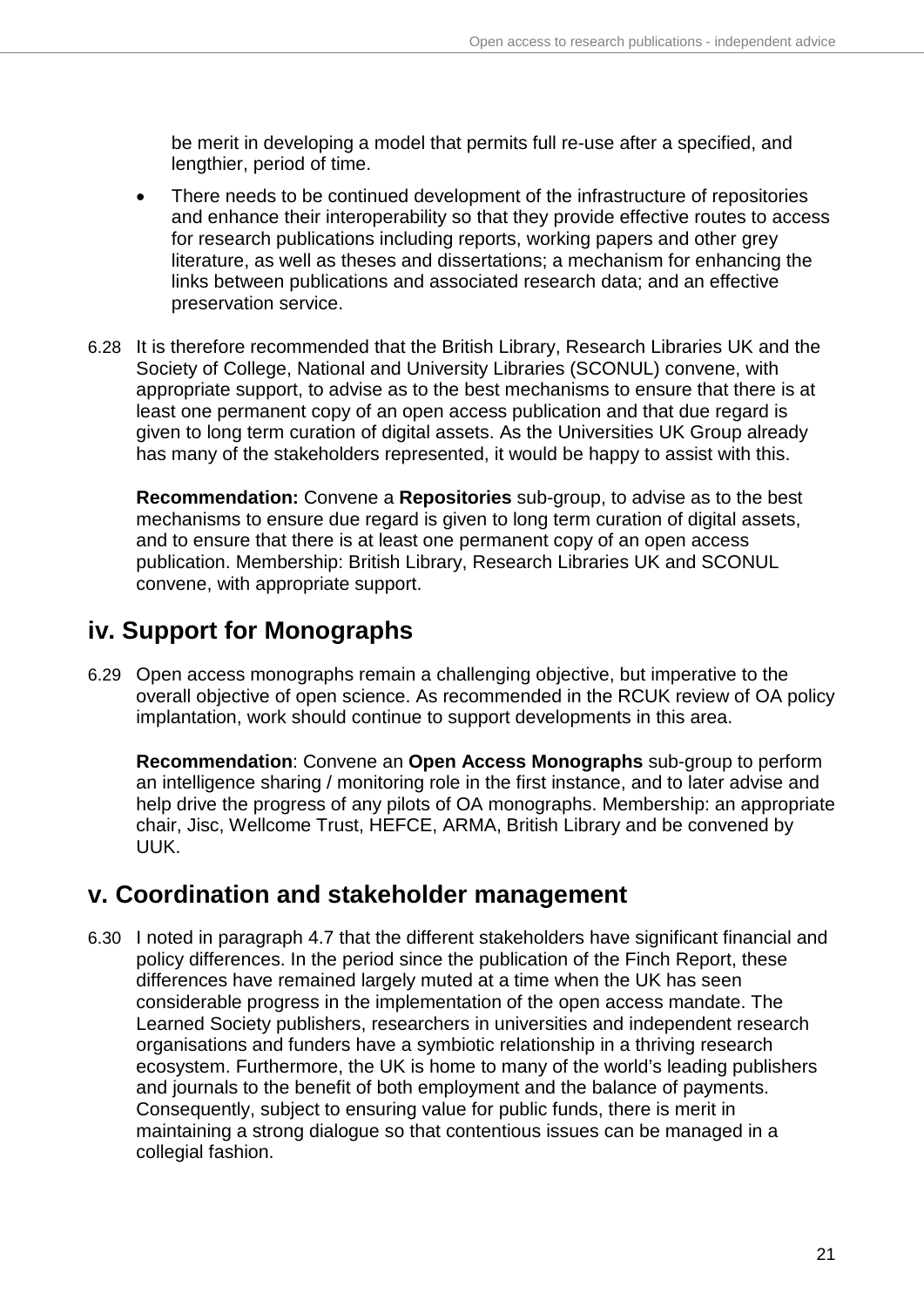be merit in developing a model that permits full re-use after a specified, and lengthier, period of time.

- There needs to be continued development of the infrastructure of repositories and enhance their interoperability so that they provide effective routes to access for research publications including reports, working papers and other grey literature, as well as theses and dissertations; a mechanism for enhancing the links between publications and associated research data; and an effective preservation service.

6.28 It is therefore recommended that the British Library, Research Libraries UK and the Society of College, National and University Libraries (SCONUL) convene, with appropriate support, to advise as to the best mechanisms to ensure that there is at least one permanent copy of an open access publication and that due regard is given to long term curation of digital assets. As the Universities UK Group already has many of the stakeholders represented, it would be happy to assist with this.

**Recommendation:** Convene a **Repositories** sub-group, to advise as to the best mechanisms to ensure due regard is given to long term curation of digital assets, and to ensure that there is at least one permanent copy of an open access publication. Membership: British Library, Research Libraries UK and SCONUL convene, with appropriate support.

## iv. Support for Monographs

6.29 Open access monographs remain a challenging objective, but imperative to the overall objective of open science. As recommended in the RCUK review of OA policy implantation, work should continue to support developments in this area.

**Recommendation**: Convene an **Open Access Monographs** sub-group to perform an intelligence sharing / monitoring role in the first instance, and to later advise and help drive the progress of any pilots of OA monographs. Membership: an appropriate chair, Jisc, Wellcome Trust, HEFCE, ARMA, British Library and be convened by UUK.

## v. Coordination and stakeholder management

6.30 I noted in paragraph 4.7 that the different stakeholders have significant financial and policy differences. In the period since the publication of the Finch Report, these differences have remained largely muted at a time when the UK has seen considerable progress in the implementation of the open access mandate. The Learned Society publishers, researchers in universities and independent research organisations and funders have a symbiotic relationship in a thriving research ecosystem. Furthermore, the UK is home to many of the world's leading publishers and journals to the benefit of both employment and the balance of payments. Consequently, subject to ensuring value for public funds, there is merit in maintaining a strong dialogue so that contentious issues can be managed in a collegial fashion.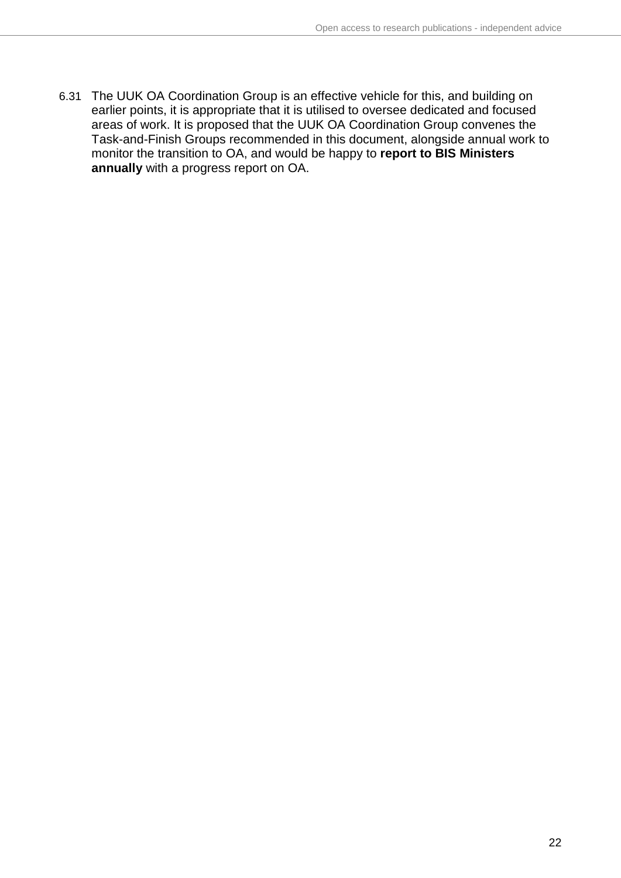6.31 The UUK OA Coordination Group is an effective vehicle for this, and building on earlier points, it is appropriate that it is utilised to oversee dedicated and focused areas of work. It is proposed that the UUK OA Coordination Group convenes the Task-and-Finish Groups recommended in this document, alongside annual work to monitor the transition to OA, and would be happy to **report to BIS Ministers annually** with a progress report on OA.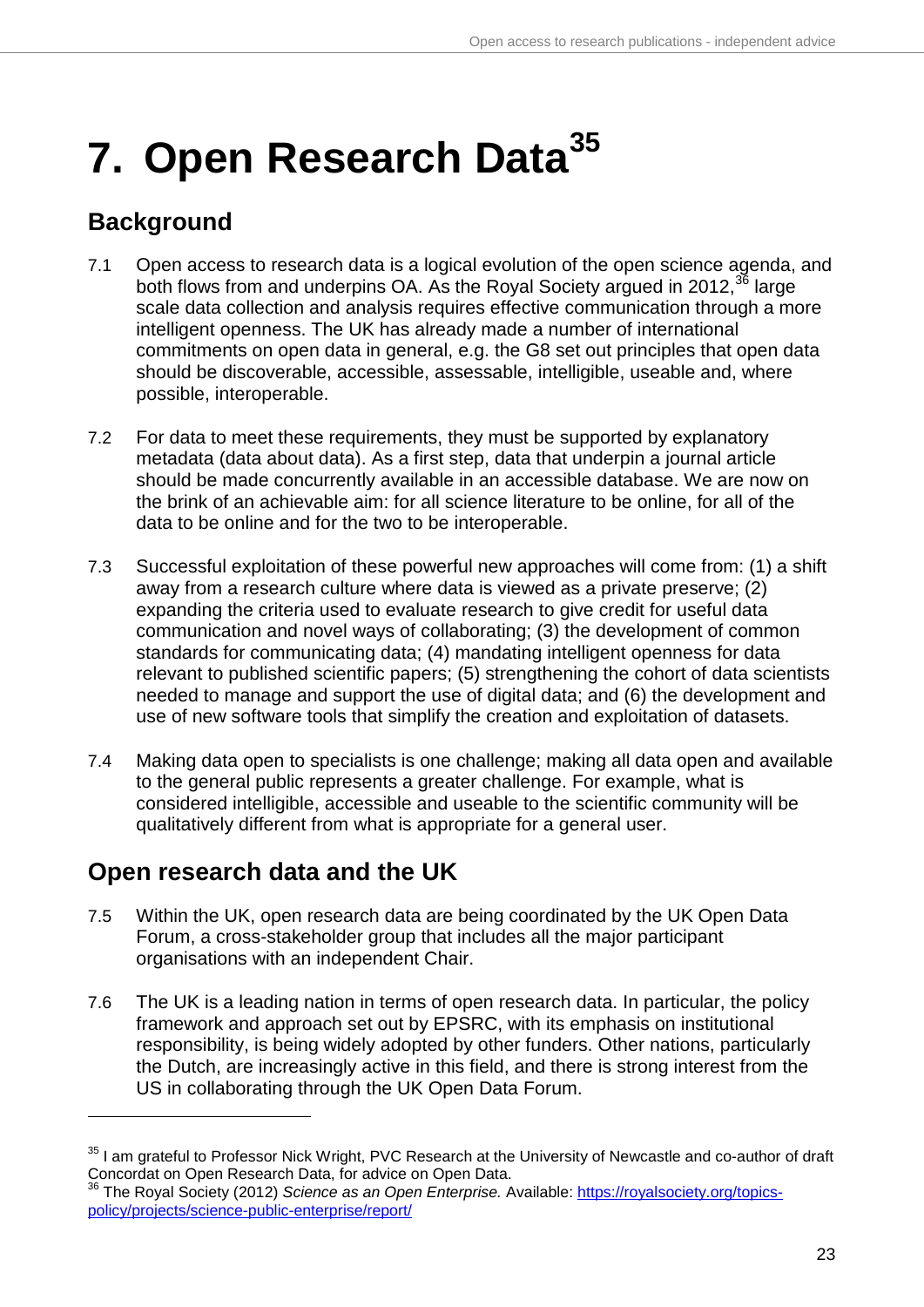# 7. Open Research Data[35]

## Background

7.1 Open access to research data is a logical evolution of the open science agenda, and both flows from and underpins OA. As the Royal Society argued in 2012,[36] large scale data collection and analysis requires effective communication through a more intelligent openness. The UK has already made a number of international commitments on open data in general, e.g. the G8 set out principles that open data should be discoverable, accessible, assessable, intelligible, useable and, where possible, interoperable.

7.2 For data to meet these requirements, they must be supported by explanatory metadata (data about data). As a first step, data that underpin a journal article should be made concurrently available in an accessible database. We are now on the brink of an achievable aim: for all science literature to be online, for all of the data to be online and for the two to be interoperable.

7.3 Successful exploitation of these powerful new approaches will come from: (1) a shift away from a research culture where data is viewed as a private preserve; (2) expanding the criteria used to evaluate research to give credit for useful data communication and novel ways of collaborating; (3) the development of common standards for communicating data; (4) mandating intelligent openness for data relevant to published scientific papers; (5) strengthening the cohort of data scientists needed to manage and support the use of digital data; and (6) the development and use of new software tools that simplify the creation and exploitation of datasets.

7.4 Making data open to specialists is one challenge; making all data open and available to the general public represents a greater challenge. For example, what is considered intelligible, accessible and useable to the scientific community will be qualitatively different from what is appropriate for a general user.

## Open research data and the UK

7.5 Within the UK, open research data are being coordinated by the UK Open Data Forum, a cross-stakeholder group that includes all the major participant organisations with an independent Chair.

7.6 The UK is a leading nation in terms of open research data. In particular, the policy framework and approach set out by EPSRC, with its emphasis on institutional responsibility, is being widely adopted by other funders. Other nations, particularly the Dutch, are increasingly active in this field, and there is strong interest from the US in collaborating through the UK Open Data Forum.

---

[35] I am grateful to Professor Nick Wright, PVC Research at the University of Newcastle and co-author of draft Concordat on Open Research Data, for advice on Open Data.

[36] The Royal Society (2012) *Science as an Open Enterprise.* Available: https://royalsociety.org/topics-policy/projects/science-public-enterprise/report/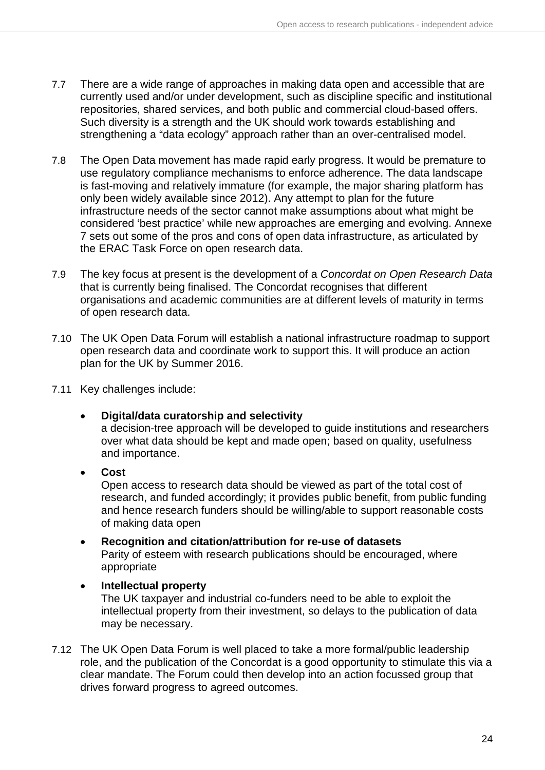7.7 There are a wide range of approaches in making data open and accessible that are currently used and/or under development, such as discipline specific and institutional repositories, shared services, and both public and commercial cloud-based offers. Such diversity is a strength and the UK should work towards establishing and strengthening a "data ecology" approach rather than an over-centralised model.

7.8 The Open Data movement has made rapid early progress. It would be premature to use regulatory compliance mechanisms to enforce adherence. The data landscape is fast-moving and relatively immature (for example, the major sharing platform has only been widely available since 2012). Any attempt to plan for the future infrastructure needs of the sector cannot make assumptions about what might be considered 'best practice' while new approaches are emerging and evolving. Annexe 7 sets out some of the pros and cons of open data infrastructure, as articulated by the ERAC Task Force on open research data.

7.9 The key focus at present is the development of a *Concordat on Open Research Data* that is currently being finalised. The Concordat recognises that different organisations and academic communities are at different levels of maturity in terms of open research data.

7.10 The UK Open Data Forum will establish a national infrastructure roadmap to support open research data and coordinate work to support this. It will produce an action plan for the UK by Summer 2016.

7.11 Key challenges include:

- **Digital/data curatorship and selectivity**
  a decision-tree approach will be developed to guide institutions and researchers over what data should be kept and made open; based on quality, usefulness and importance.
- **Cost**
  Open access to research data should be viewed as part of the total cost of research, and funded accordingly; it provides public benefit, from public funding and hence research funders should be willing/able to support reasonable costs of making data open
- **Recognition and citation/attribution for re-use of datasets**
  Parity of esteem with research publications should be encouraged, where appropriate
- **Intellectual property**
  The UK taxpayer and industrial co-funders need to be able to exploit the intellectual property from their investment, so delays to the publication of data may be necessary.

7.12 The UK Open Data Forum is well placed to take a more formal/public leadership role, and the publication of the Concordat is a good opportunity to stimulate this via a clear mandate. The Forum could then develop into an action focussed group that drives forward progress to agreed outcomes.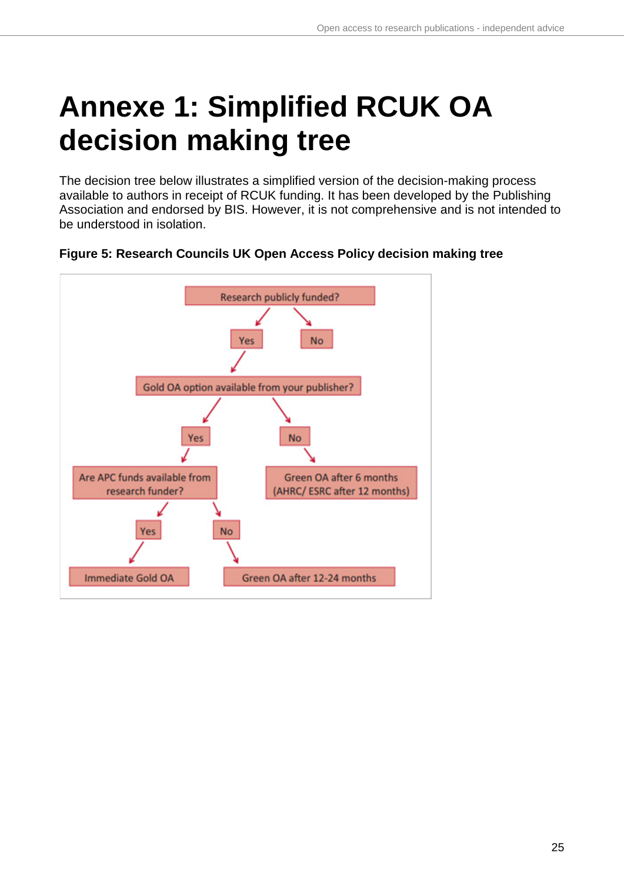# Annexe 1: Simplified RCUK OA decision making tree

The decision tree below illustrates a simplified version of the decision-making process available to authors in receipt of RCUK funding. It has been developed by the Publishing Association and endorsed by BIS. However, it is not comprehensive and is not intended to be understood in isolation.

**Figure 5: Research Councils UK Open Access Policy decision making tree**

- Research publicly funded?
  - Yes
    - Gold OA option available from your publisher?
      - Yes
        - Are APC funds available from research funder?
          - Yes
            - Immediate Gold OA
          - No
            - Green OA after 12-24 months
      - No
        - Green OA after 6 months (AHRC/ ESRC after 12 months)
  - No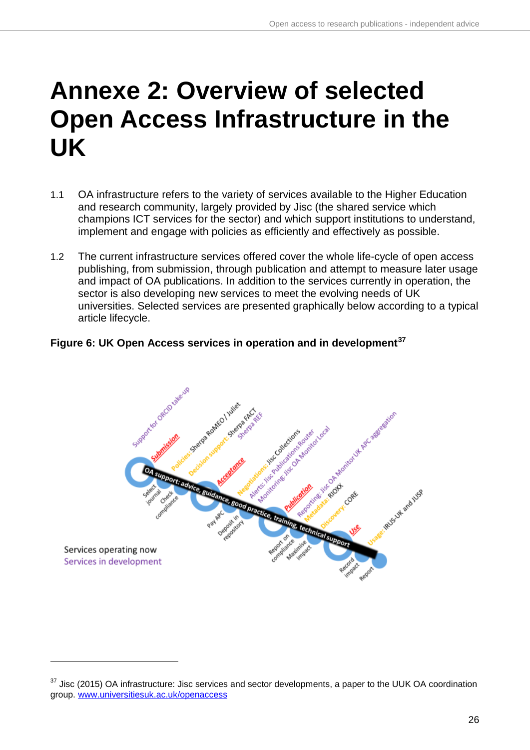# Annexe 2: Overview of selected Open Access Infrastructure in the UK

1.1 OA infrastructure refers to the variety of services available to the Higher Education and research community, largely provided by Jisc (the shared service which champions ICT services for the sector) and which support institutions to understand, implement and engage with policies as efficiently and effectively as possible.

1.2 The current infrastructure services offered cover the whole life-cycle of open access publishing, from submission, through publication and attempt to measure later usage and impact of OA publications. In addition to the services currently in operation, the sector is also developing new services to meet the evolving needs of UK universities. Selected services are presented graphically below according to a typical article lifecycle.

**Figure 6: UK Open Access services in operation and in development**[37]

Support for ORCID take-up

Submission

Policies: Sherpa RoMEO / Juliet

Decision support: Sherpa FACT

Sherpa REF

Acceptance

Negotiations: Jisc Collections

Alerts: Jisc Publications Router

Monitoring: Jisc OA Monitor Local

Publication

Reporting: Jisc OA Monitor UK APC aggregation

Metadata: RIOXX

Discovery: CORE

Use

Usage: IRUS-UK and JUSP

OA support: advice, guidance, good practice, training, technical support

Select journal – Check compliance – Pay APC – Deposit in repository – Report on compliance – Maximise impact – Record impact – Report

Services operating now

Services in development

---

[37] Jisc (2015) OA infrastructure: Jisc services and sector developments, a paper to the UUK OA coordination group. www.universitiesuk.ac.uk/openaccess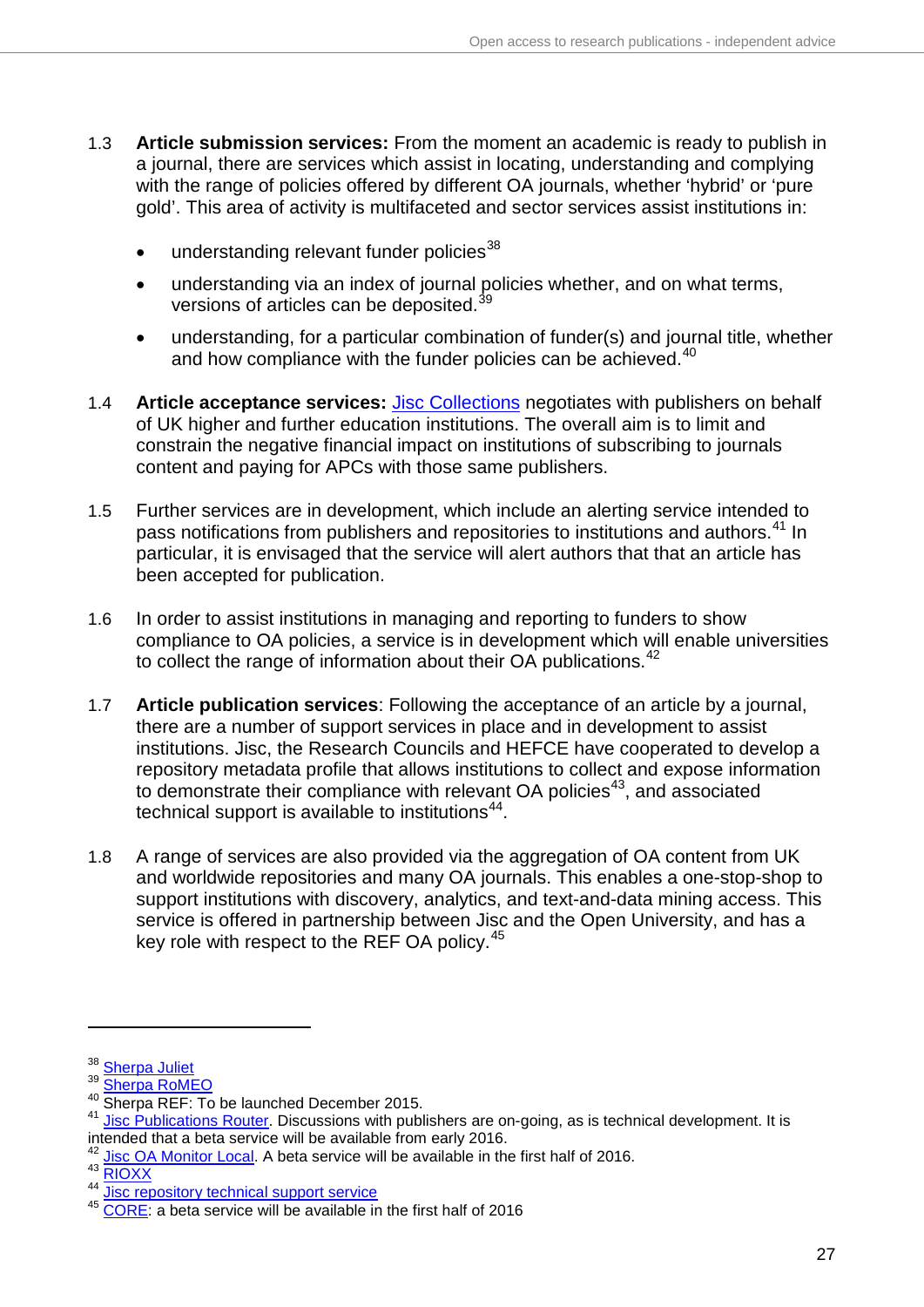1.3 **Article submission services:** From the moment an academic is ready to publish in a journal, there are services which assist in locating, understanding and complying with the range of policies offered by different OA journals, whether 'hybrid' or 'pure gold'. This area of activity is multifaceted and sector services assist institutions in:

- understanding relevant funder policies[38]
- understanding via an index of journal policies whether, and on what terms, versions of articles can be deposited.[39]
- understanding, for a particular combination of funder(s) and journal title, whether and how compliance with the funder policies can be achieved.[40]

1.4 **Article acceptance services:** Jisc Collections negotiates with publishers on behalf of UK higher and further education institutions. The overall aim is to limit and constrain the negative financial impact on institutions of subscribing to journals content and paying for APCs with those same publishers.

1.5 Further services are in development, which include an alerting service intended to pass notifications from publishers and repositories to institutions and authors.[41] In particular, it is envisaged that the service will alert authors that that an article has been accepted for publication.

1.6 In order to assist institutions in managing and reporting to funders to show compliance to OA policies, a service is in development which will enable universities to collect the range of information about their OA publications.[42]

1.7 **Article publication services**: Following the acceptance of an article by a journal, there are a number of support services in place and in development to assist institutions. Jisc, the Research Councils and HEFCE have cooperated to develop a repository metadata profile that allows institutions to collect and expose information to demonstrate their compliance with relevant OA policies[43], and associated technical support is available to institutions[44].

1.8 A range of services are also provided via the aggregation of OA content from UK and worldwide repositories and many OA journals. This enables a one-stop-shop to support institutions with discovery, analytics, and text-and-data mining access. This service is offered in partnership between Jisc and the Open University, and has a key role with respect to the REF OA policy.[45]

---

[38] Sherpa Juliet

[39] Sherpa RoMEO

[40] Sherpa REF: To be launched December 2015.

[41] Jisc Publications Router. Discussions with publishers are on-going, as is technical development. It is intended that a beta service will be available from early 2016.

[42] Jisc OA Monitor Local. A beta service will be available in the first half of 2016.

[43] RIOXX

[44] Jisc repository technical support service

[45] CORE: a beta service will be available in the first half of 2016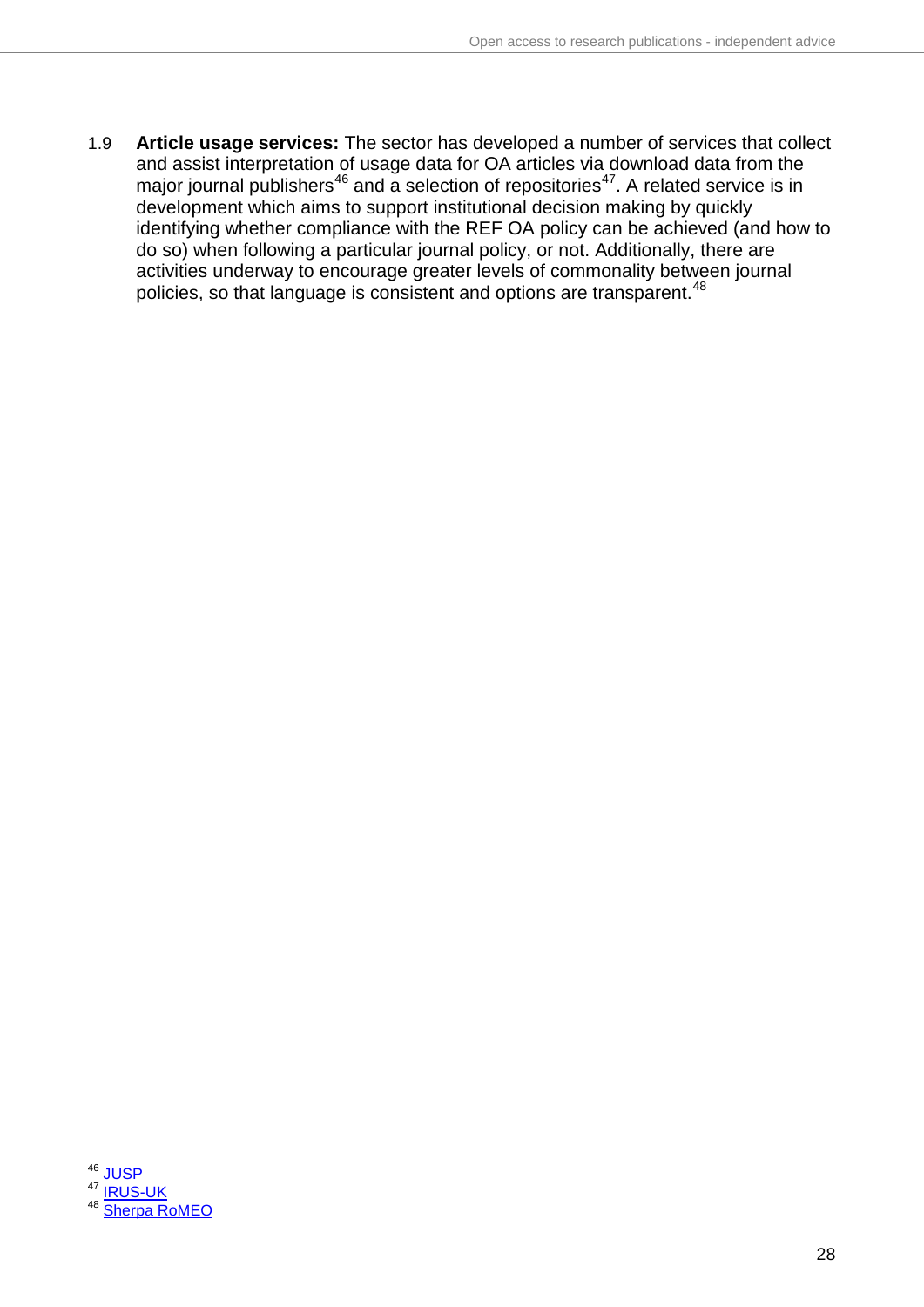1.9 **Article usage services:** The sector has developed a number of services that collect and assist interpretation of usage data for OA articles via download data from the major journal publishers[46] and a selection of repositories[47]. A related service is in development which aims to support institutional decision making by quickly identifying whether compliance with the REF OA policy can be achieved (and how to do so) when following a particular journal policy, or not. Additionally, there are activities underway to encourage greater levels of commonality between journal policies, so that language is consistent and options are transparent.[48]

---

[46] JUSP
[47] IRUS-UK
[48] Sherpa RoMEO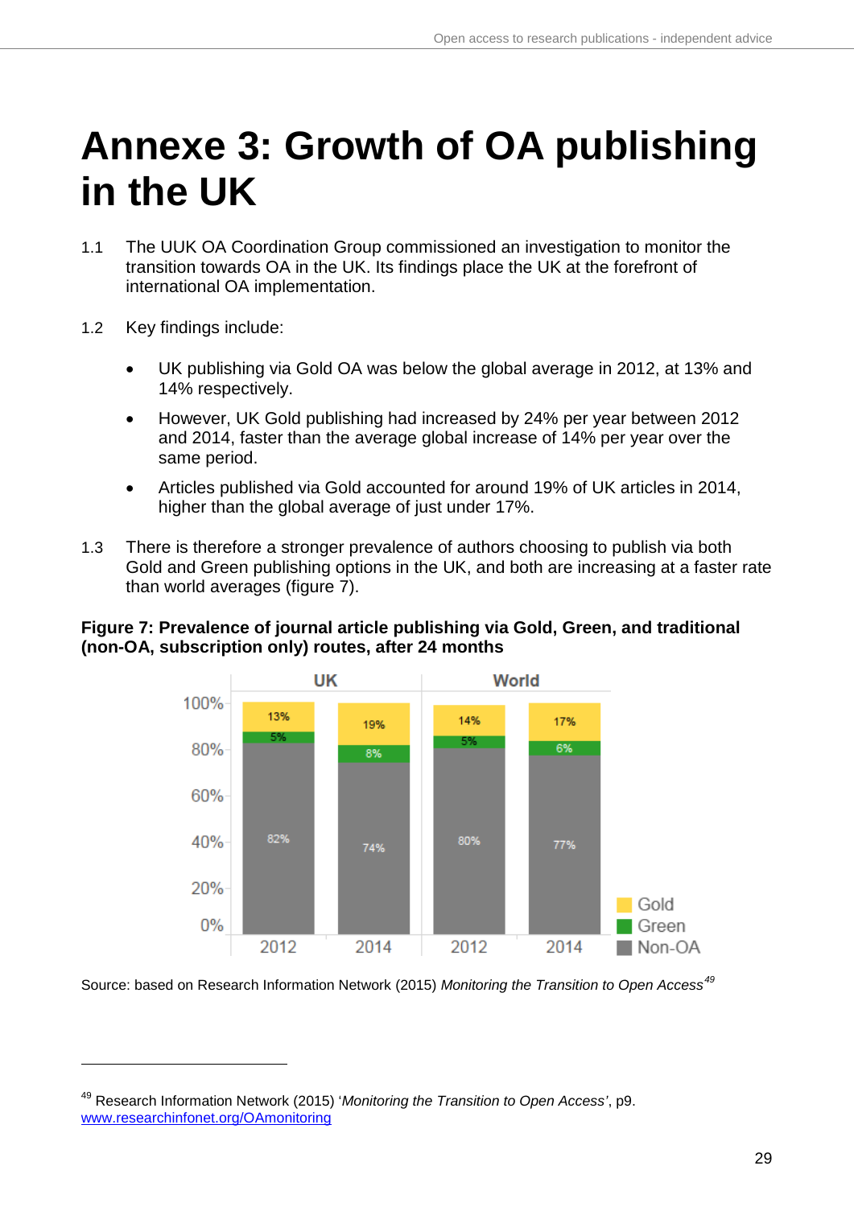# Annexe 3: Growth of OA publishing in the UK

1.1 The UUK OA Coordination Group commissioned an investigation to monitor the transition towards OA in the UK. Its findings place the UK at the forefront of international OA implementation.

1.2 Key findings include:

- UK publishing via Gold OA was below the global average in 2012, at 13% and 14% respectively.
- However, UK Gold publishing had increased by 24% per year between 2012 and 2014, faster than the average global increase of 14% per year over the same period.
- Articles published via Gold accounted for around 19% of UK articles in 2014, higher than the global average of just under 17%.

1.3 There is therefore a stronger prevalence of authors choosing to publish via both Gold and Green publishing options in the UK, and both are increasing at a faster rate than world averages (figure 7).

**Figure 7: Prevalence of journal article publishing via Gold, Green, and traditional (non-OA, subscription only) routes, after 24 months**

| | UK 2012 | UK 2014 | World 2012 | World 2014 |
|---|---|---|---|---|
| Gold | 13% | 19% | 14% | 17% |
| Green | 5% | 8% | 5% | 6% |
| Non-OA | 82% | 74% | 80% | 77% |

Source: based on Research Information Network (2015) *Monitoring the Transition to Open Access*[49]

---

[49] Research Information Network (2015) '*Monitoring the Transition to Open Access*', p9. www.researchinfonet.org/OAmonitoring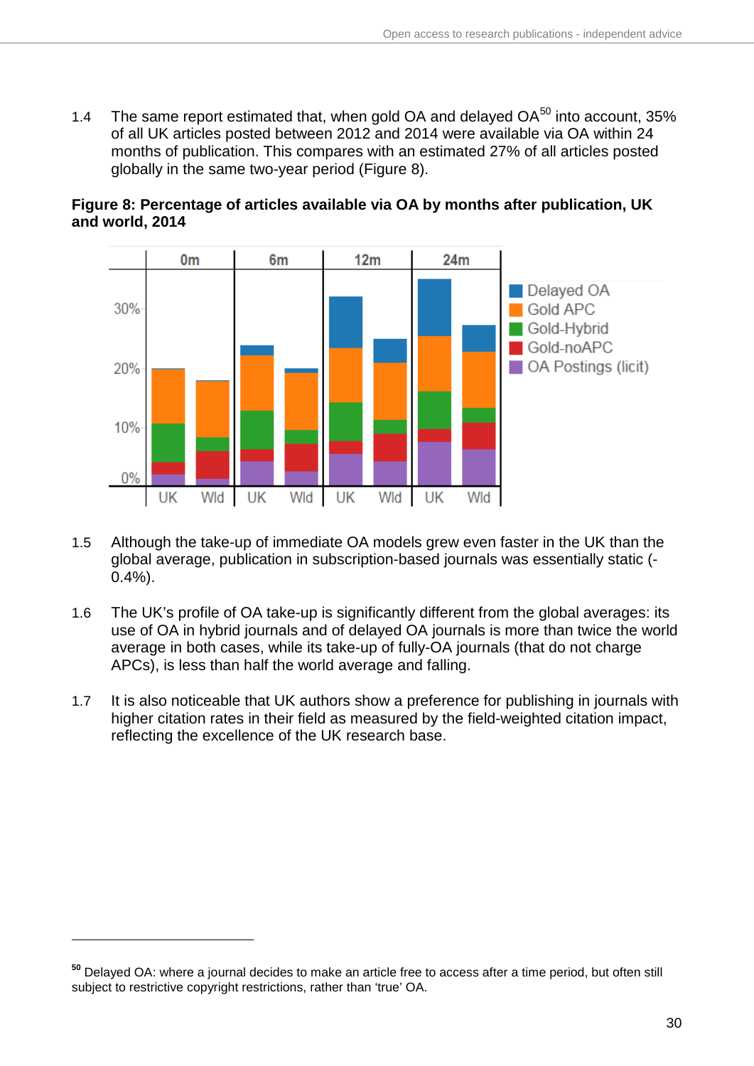1.4 The same report estimated that, when gold OA and delayed OA[50] into account, 35% of all UK articles posted between 2012 and 2014 were available via OA within 24 months of publication. This compares with an estimated 27% of all articles posted globally in the same two-year period (Figure 8).

**Figure 8: Percentage of articles available via OA by months after publication, UK and world, 2014**

1.5 Although the take-up of immediate OA models grew even faster in the UK than the global average, publication in subscription-based journals was essentially static (-0.4%).

1.6 The UK's profile of OA take-up is significantly different from the global averages: its use of OA in hybrid journals and of delayed OA journals is more than twice the world average in both cases, while its take-up of fully-OA journals (that do not charge APCs), is less than half the world average and falling.

1.7 It is also noticeable that UK authors show a preference for publishing in journals with higher citation rates in their field as measured by the field-weighted citation impact, reflecting the excellence of the UK research base.

---

[50] Delayed OA: where a journal decides to make an article free to access after a time period, but often still subject to restrictive copyright restrictions, rather than 'true' OA.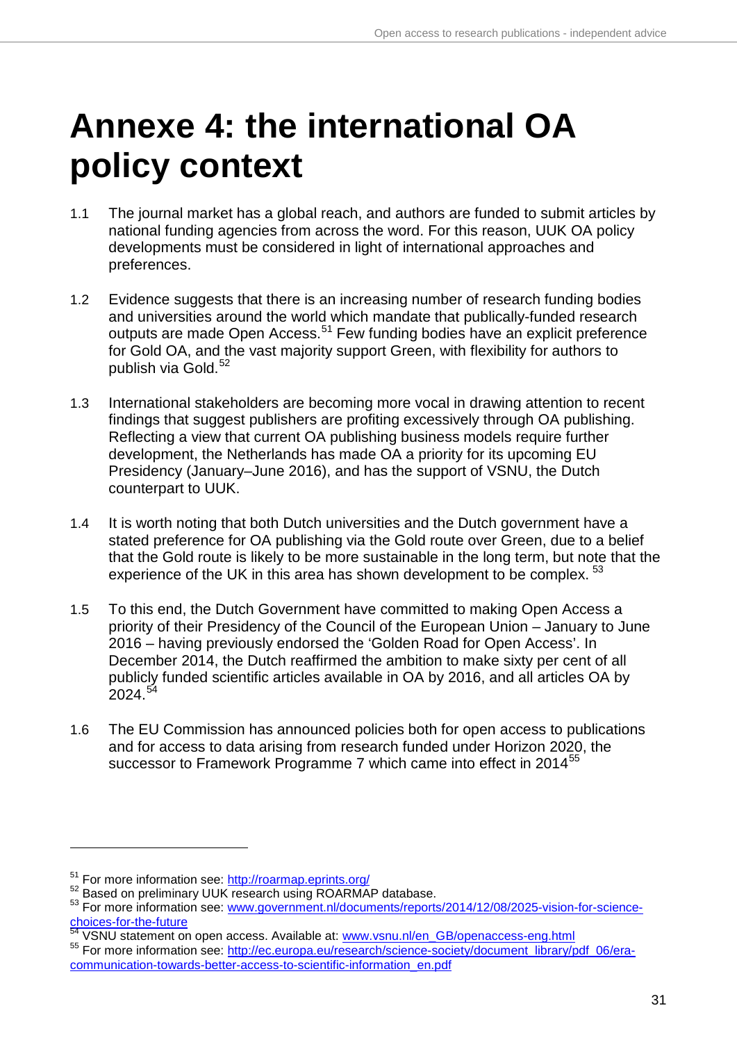# Annexe 4: the international OA policy context

1.1 The journal market has a global reach, and authors are funded to submit articles by national funding agencies from across the word. For this reason, UUK OA policy developments must be considered in light of international approaches and preferences.

1.2 Evidence suggests that there is an increasing number of research funding bodies and universities around the world which mandate that publically-funded research outputs are made Open Access.[51] Few funding bodies have an explicit preference for Gold OA, and the vast majority support Green, with flexibility for authors to publish via Gold.[52]

1.3 International stakeholders are becoming more vocal in drawing attention to recent findings that suggest publishers are profiting excessively through OA publishing. Reflecting a view that current OA publishing business models require further development, the Netherlands has made OA a priority for its upcoming EU Presidency (January–June 2016), and has the support of VSNU, the Dutch counterpart to UUK.

1.4 It is worth noting that both Dutch universities and the Dutch government have a stated preference for OA publishing via the Gold route over Green, due to a belief that the Gold route is likely to be more sustainable in the long term, but note that the experience of the UK in this area has shown development to be complex. [53]

1.5 To this end, the Dutch Government have committed to making Open Access a priority of their Presidency of the Council of the European Union – January to June 2016 – having previously endorsed the 'Golden Road for Open Access'. In December 2014, the Dutch reaffirmed the ambition to make sixty per cent of all publicly funded scientific articles available in OA by 2016, and all articles OA by 2024.[54]

1.6 The EU Commission has announced policies both for open access to publications and for access to data arising from research funded under Horizon 2020, the successor to Framework Programme 7 which came into effect in 2014[55]

---

[51] For more information see: http://roarmap.eprints.org/

[52] Based on preliminary UUK research using ROARMAP database.

[53] For more information see: www.government.nl/documents/reports/2014/12/08/2025-vision-for-science-choices-for-the-future

[54] VSNU statement on open access. Available at: www.vsnu.nl/en_GB/openaccess-eng.html

[55] For more information see: http://ec.europa.eu/research/science-society/document_library/pdf_06/era-communication-towards-better-access-to-scientific-information_en.pdf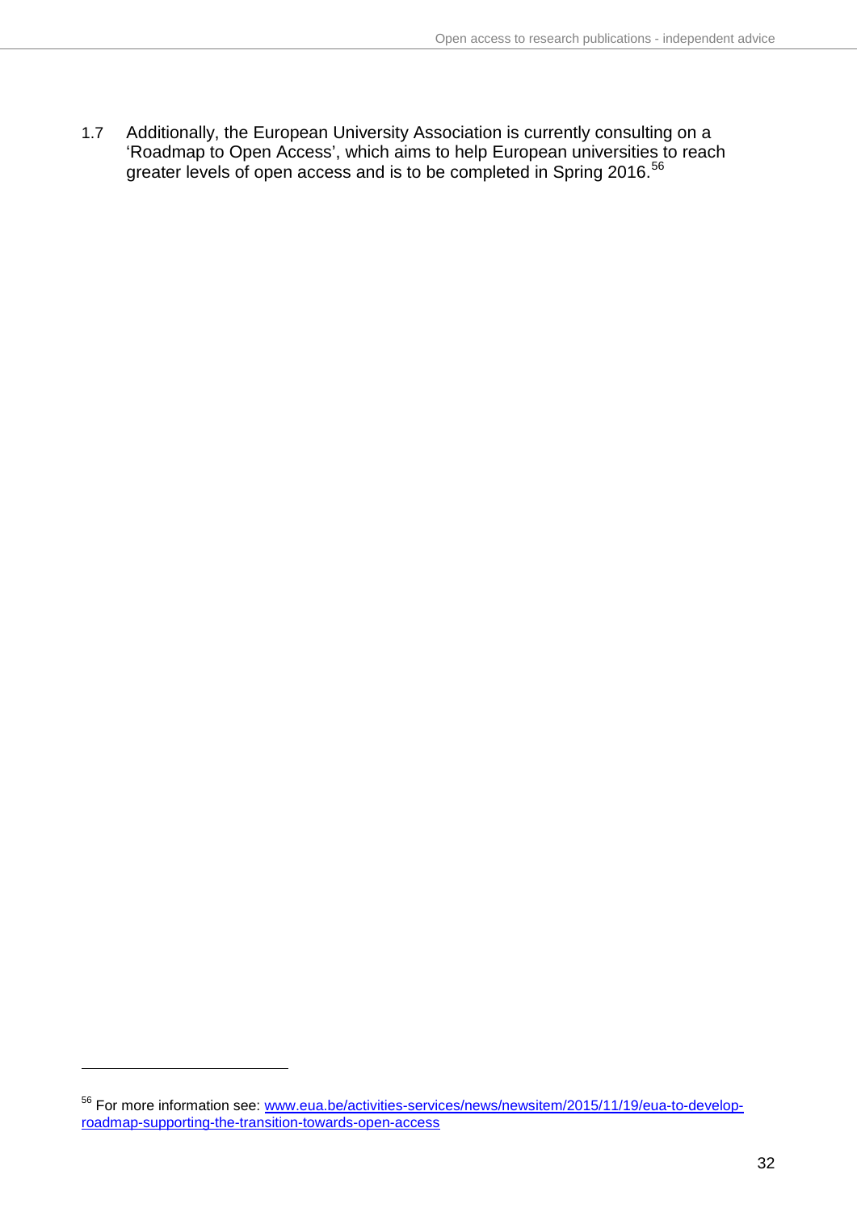1.7 Additionally, the European University Association is currently consulting on a 'Roadmap to Open Access', which aims to help European universities to reach greater levels of open access and is to be completed in Spring 2016.[56]

---

[56] For more information see: [www.eua.be/activities-services/news/newsitem/2015/11/19/eua-to-develop-roadmap-supporting-the-transition-towards-open-access](www.eua.be/activities-services/news/newsitem/2015/11/19/eua-to-develop-roadmap-supporting-the-transition-towards-open-access)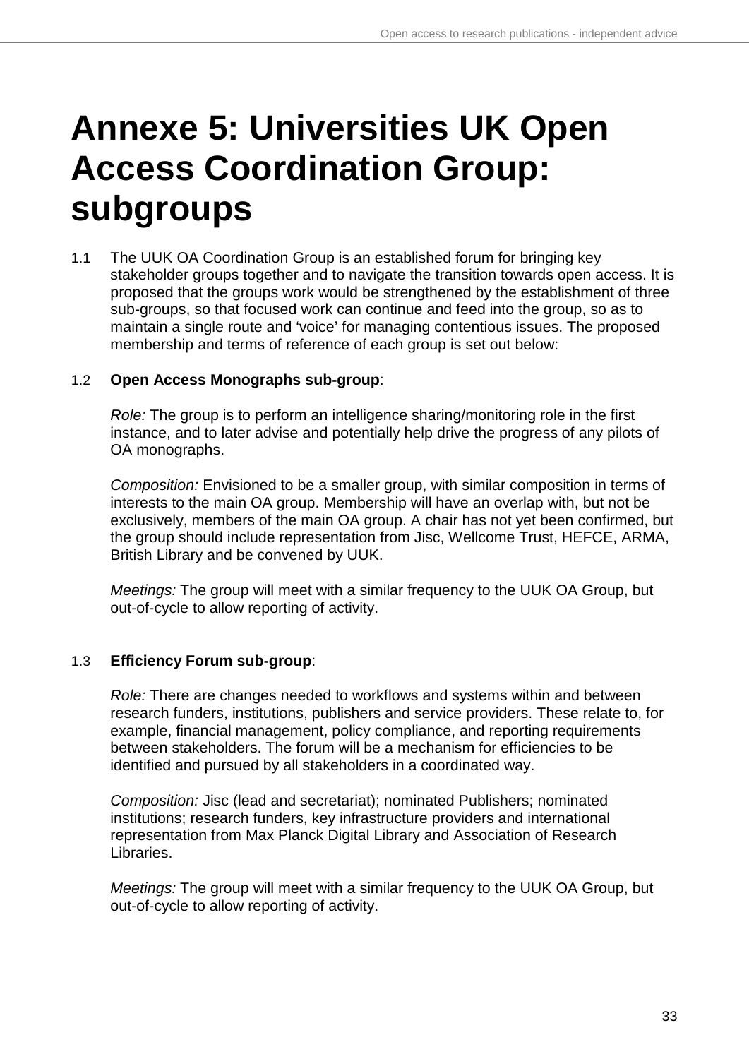# Annexe 5: Universities UK Open Access Coordination Group: subgroups

1.1 The UUK OA Coordination Group is an established forum for bringing key stakeholder groups together and to navigate the transition towards open access. It is proposed that the groups work would be strengthened by the establishment of three sub-groups, so that focused work can continue and feed into the group, so as to maintain a single route and 'voice' for managing contentious issues. The proposed membership and terms of reference of each group is set out below:

1.2 **Open Access Monographs sub-group**:

*Role:* The group is to perform an intelligence sharing/monitoring role in the first instance, and to later advise and potentially help drive the progress of any pilots of OA monographs.

*Composition:* Envisioned to be a smaller group, with similar composition in terms of interests to the main OA group. Membership will have an overlap with, but not be exclusively, members of the main OA group. A chair has not yet been confirmed, but the group should include representation from Jisc, Wellcome Trust, HEFCE, ARMA, British Library and be convened by UUK.

*Meetings:* The group will meet with a similar frequency to the UUK OA Group, but out-of-cycle to allow reporting of activity.

1.3 **Efficiency Forum sub-group**:

*Role:* There are changes needed to workflows and systems within and between research funders, institutions, publishers and service providers. These relate to, for example, financial management, policy compliance, and reporting requirements between stakeholders. The forum will be a mechanism for efficiencies to be identified and pursued by all stakeholders in a coordinated way.

*Composition:* Jisc (lead and secretariat); nominated Publishers; nominated institutions; research funders, key infrastructure providers and international representation from Max Planck Digital Library and Association of Research Libraries.

*Meetings:* The group will meet with a similar frequency to the UUK OA Group, but out-of-cycle to allow reporting of activity.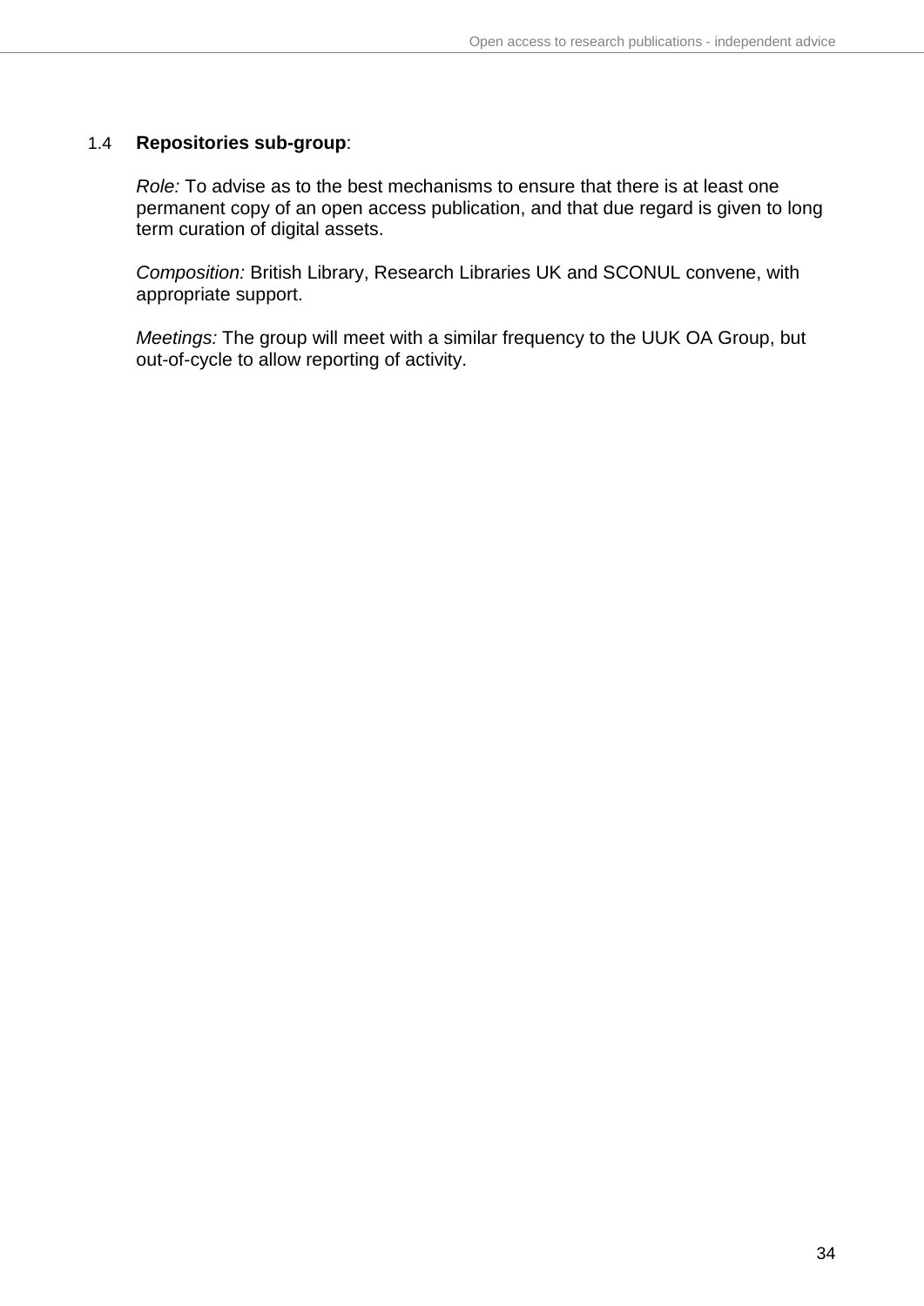1.4 **Repositories sub-group**:

*Role:* To advise as to the best mechanisms to ensure that there is at least one permanent copy of an open access publication, and that due regard is given to long term curation of digital assets.

*Composition:* British Library, Research Libraries UK and SCONUL convene, with appropriate support.

*Meetings:* The group will meet with a similar frequency to the UUK OA Group, but out-of-cycle to allow reporting of activity.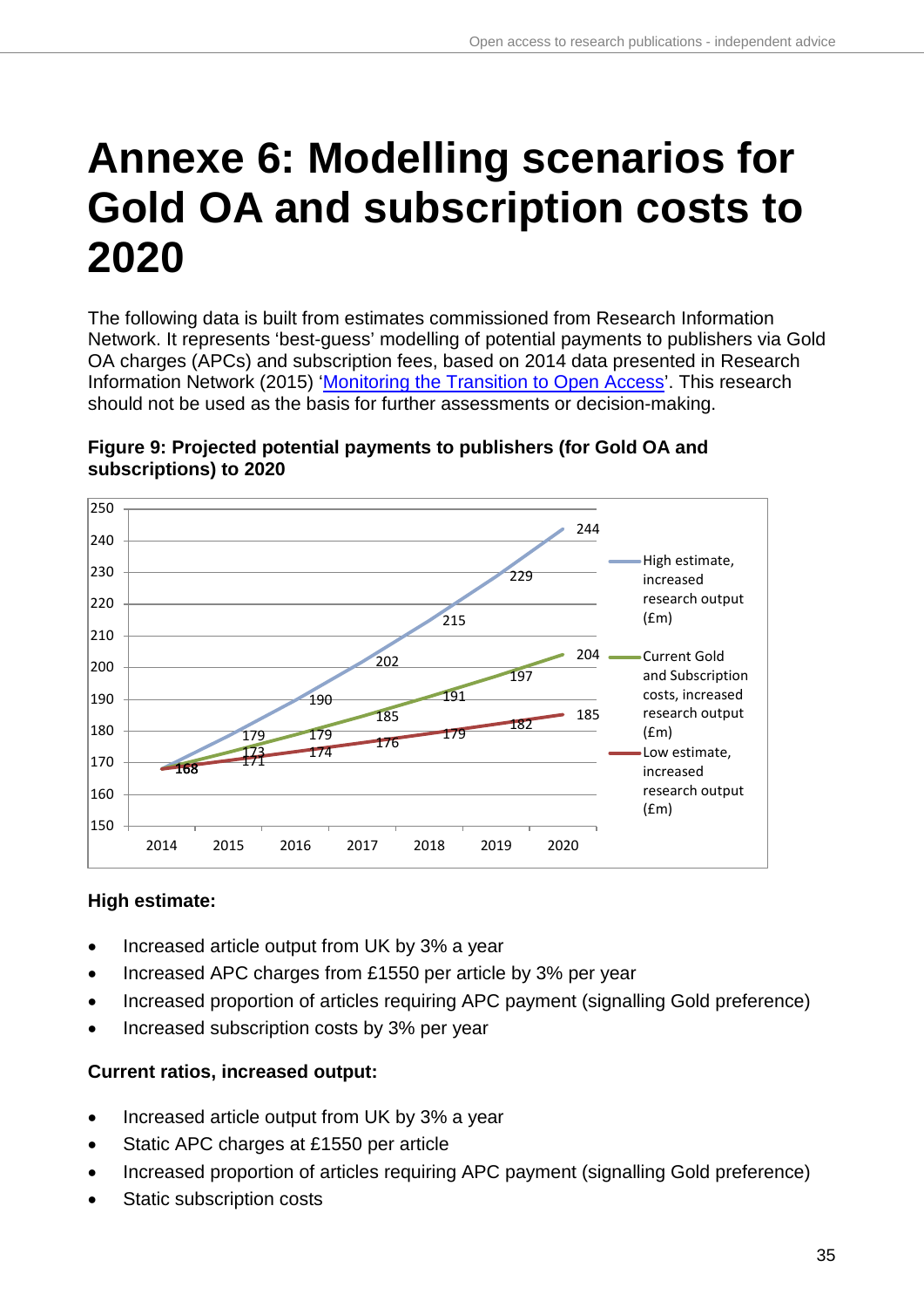# Annexe 6: Modelling scenarios for Gold OA and subscription costs to 2020

The following data is built from estimates commissioned from Research Information Network. It represents 'best-guess' modelling of potential payments to publishers via Gold OA charges (APCs) and subscription fees, based on 2014 data presented in Research Information Network (2015) 'Monitoring the Transition to Open Access'. This research should not be used as the basis for further assessments or decision-making.

**Figure 9: Projected potential payments to publishers (for Gold OA and subscriptions) to 2020**

| Year | High estimate, increased research output (£m) | Current Gold and Subscription costs, increased research output (£m) | Low estimate, increased research output (£m) |
|---|---|---|---|
| 2014 | 168 | 168 | 168 |
| 2015 | 179 | 173 | 171 |
| 2016 | 190 | 179 | 174 |
| 2017 | 202 | 185 | 176 |
| 2018 | 215 | 191 | 179 |
| 2019 | 229 | 197 | 182 |
| 2020 | 244 | 204 | 185 |

**High estimate:**

- Increased article output from UK by 3% a year
- Increased APC charges from £1550 per article by 3% per year
- Increased proportion of articles requiring APC payment (signalling Gold preference)
- Increased subscription costs by 3% per year

**Current ratios, increased output:**

- Increased article output from UK by 3% a year
- Static APC charges at £1550 per article
- Increased proportion of articles requiring APC payment (signalling Gold preference)
- Static subscription costs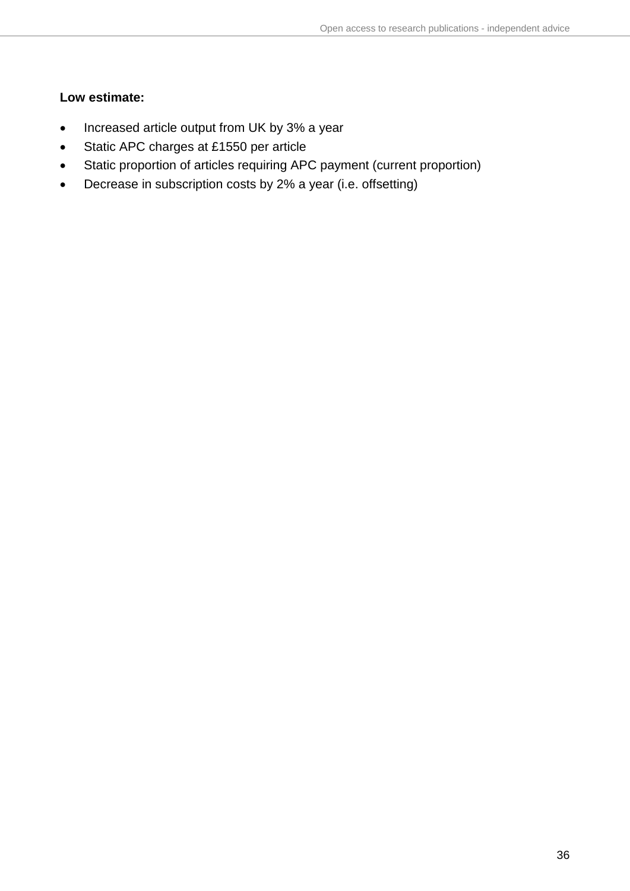**Low estimate:**

- Increased article output from UK by 3% a year
- Static APC charges at £1550 per article
- Static proportion of articles requiring APC payment (current proportion)
- Decrease in subscription costs by 2% a year (i.e. offsetting)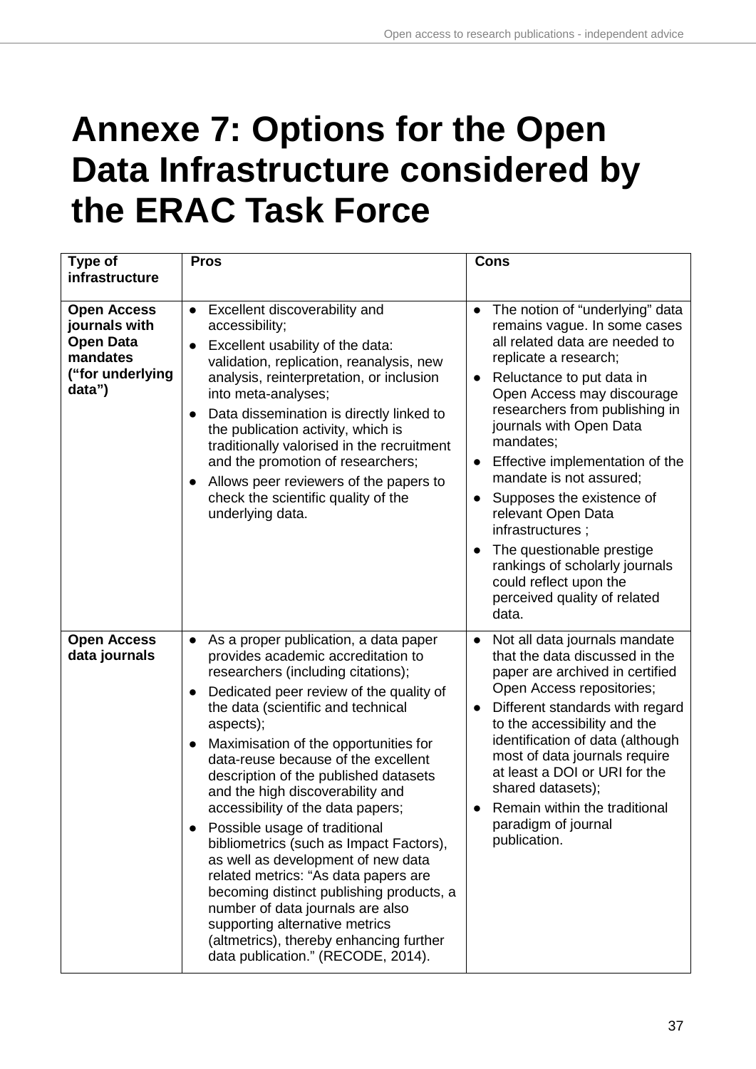# Annexe 7: Options for the Open Data Infrastructure considered by the ERAC Task Force

| Type of infrastructure | Pros | Cons |
|---|---|---|
| **Open Access journals with Open Data mandates ("for underlying data")** | • Excellent discoverability and accessibility;<br>• Excellent usability of the data: validation, replication, reanalysis, new analysis, reinterpretation, or inclusion into meta-analyses;<br>• Data dissemination is directly linked to the publication activity, which is traditionally valorised in the recruitment and the promotion of researchers;<br>• Allows peer reviewers of the papers to check the scientific quality of the underlying data. | • The notion of "underlying" data remains vague. In some cases all related data are needed to replicate a research;<br>• Reluctance to put data in Open Access may discourage researchers from publishing in journals with Open Data mandates;<br>• Effective implementation of the mandate is not assured;<br>• Supposes the existence of relevant Open Data infrastructures ;<br>• The questionable prestige rankings of scholarly journals could reflect upon the perceived quality of related data. |
| **Open Access data journals** | • As a proper publication, a data paper provides academic accreditation to researchers (including citations);<br>• Dedicated peer review of the quality of the data (scientific and technical aspects);<br>• Maximisation of the opportunities for data-reuse because of the excellent description of the published datasets and the high discoverability and accessibility of the data papers;<br>• Possible usage of traditional bibliometrics (such as Impact Factors), as well as development of new data related metrics: "As data papers are becoming distinct publishing products, a number of data journals are also supporting alternative metrics (altmetrics), thereby enhancing further data publication." (RECODE, 2014). | • Not all data journals mandate that the data discussed in the paper are archived in certified Open Access repositories;<br>• Different standards with regard to the accessibility and the identification of data (although most of data journals require at least a DOI or URI for the shared datasets);<br>• Remain within the traditional paradigm of journal publication. |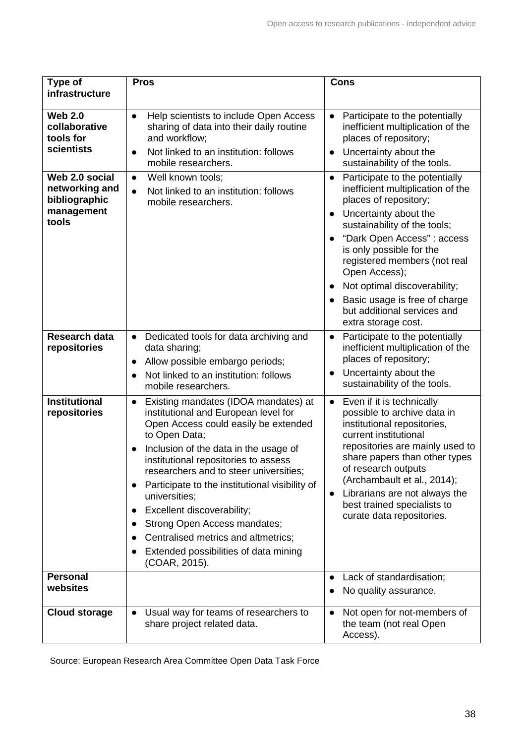| Type of infrastructure | Pros | Cons |
|---|---|---|
| **Web 2.0 collaborative tools for scientists** | • Help scientists to include Open Access sharing of data into their daily routine and workflow;<br>• Not linked to an institution: follows mobile researchers. | • Participate to the potentially inefficient multiplication of the places of repository;<br>• Uncertainty about the sustainability of the tools. |
| **Web 2.0 social networking and bibliographic management tools** | • Well known tools;<br>• Not linked to an institution: follows mobile researchers. | • Participate to the potentially inefficient multiplication of the places of repository;<br>• Uncertainty about the sustainability of the tools;<br>• “Dark Open Access” : access is only possible for the registered members (not real Open Access);<br>• Not optimal discoverability;<br>• Basic usage is free of charge but additional services and extra storage cost. |
| **Research data repositories** | • Dedicated tools for data archiving and data sharing;<br>• Allow possible embargo periods;<br>• Not linked to an institution: follows mobile researchers. | • Participate to the potentially inefficient multiplication of the places of repository;<br>• Uncertainty about the sustainability of the tools. |
| **Institutional repositories** | • Existing mandates (IDOA mandates) at institutional and European level for Open Access could easily be extended to Open Data;<br>• Inclusion of the data in the usage of institutional repositories to assess researchers and to steer universities;<br>• Participate to the institutional visibility of universities;<br>• Excellent discoverability;<br>• Strong Open Access mandates;<br>• Centralised metrics and altmetrics;<br>• Extended possibilities of data mining (COAR, 2015). | • Even if it is technically possible to archive data in institutional repositories, current institutional repositories are mainly used to share papers than other types of research outputs (Archambault et al., 2014);<br>• Librarians are not always the best trained specialists to curate data repositories. |
| **Personal websites** | | • Lack of standardisation;<br>• No quality assurance. |
| **Cloud storage** | • Usual way for teams of researchers to share project related data. | • Not open for not-members of the team (not real Open Access). |

Source: European Research Area Committee Open Data Task Force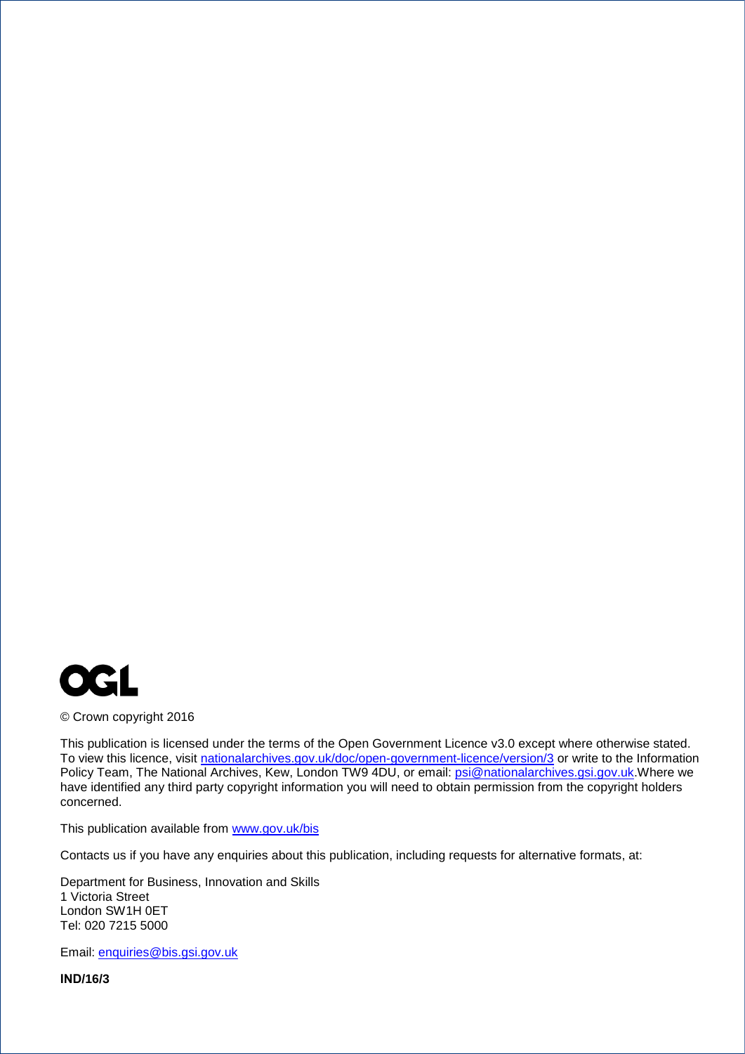© Crown copyright 2016

This publication is licensed under the terms of the Open Government Licence v3.0 except where otherwise stated. To view this licence, visit nationalarchives.gov.uk/doc/open-government-licence/version/3 or write to the Information Policy Team, The National Archives, Kew, London TW9 4DU, or email: psi@nationalarchives.gsi.gov.uk.Where we have identified any third party copyright information you will need to obtain permission from the copyright holders concerned.

This publication available from www.gov.uk/bis

Contacts us if you have any enquiries about this publication, including requests for alternative formats, at:

Department for Business, Innovation and Skills
1 Victoria Street
London SW1H 0ET
Tel: 020 7215 5000

Email: enquiries@bis.gsi.gov.uk

**IND/16/3**